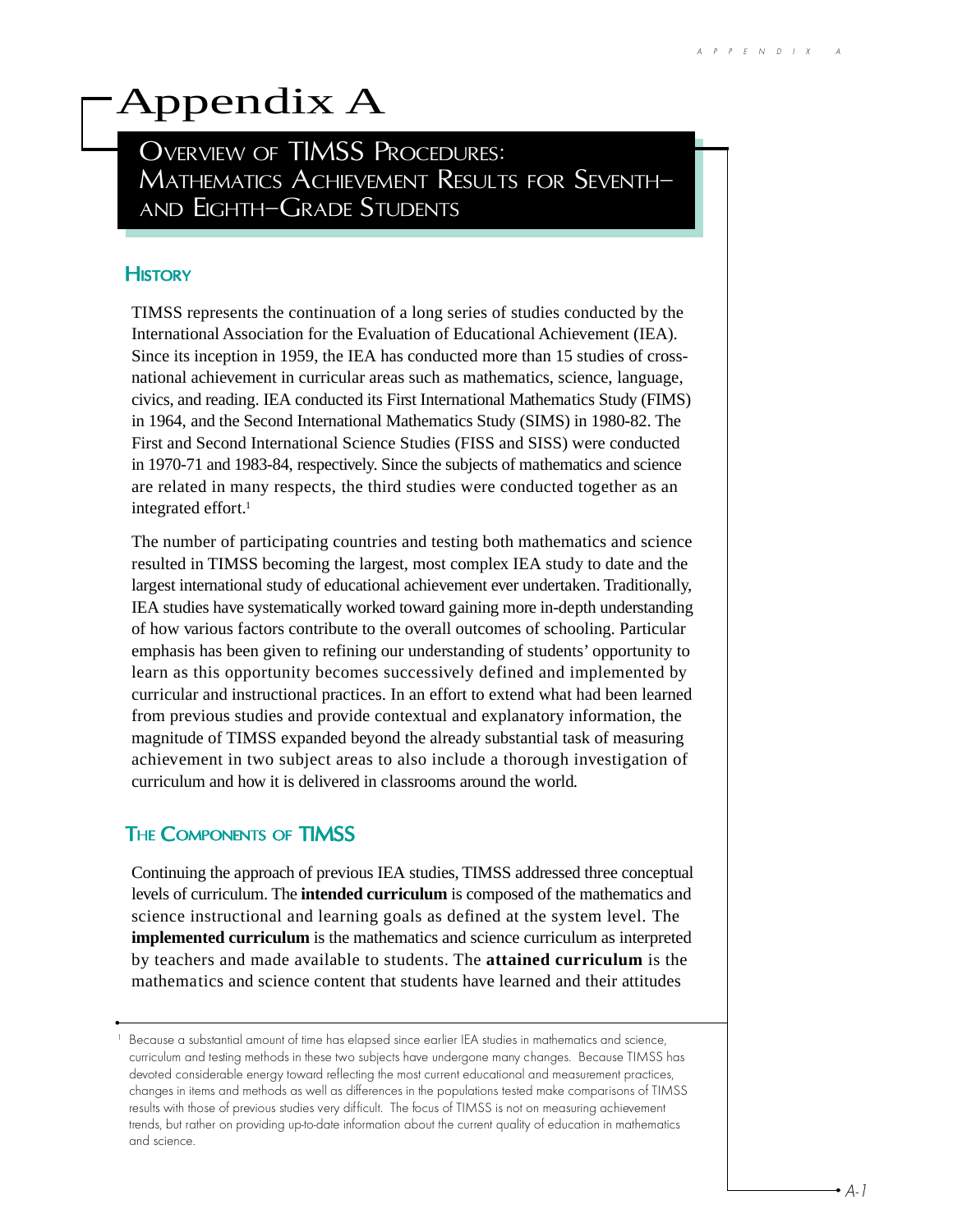# Appendix A

## Overview of TIMSS Procedures: Mathematics Achievement Results for Seventh- and Eighth-Grade Students

### History

TIMSS represents the continuation of a long series of studies conducted by the International Association for the Evaluation of Educational Achievement (IEA). Since its inception in 1959, the IEA has conducted more than 15 studies of cross-national achievement in curricular areas such as mathematics, science, language, civics, and reading. IEA conducted its First International Mathematics Study (FIMS) in 1964, and the Second International Mathematics Study (SIMS) in 1980-82. The First and Second International Science Studies (FISS and SISS) were conducted in 1970-71 and 1983-84, respectively. Since the subjects of mathematics and science are related in many respects, the third studies were conducted together as an integrated effort.[1]

The number of participating countries and testing both mathematics and science resulted in TIMSS becoming the largest, most complex IEA study to date and the largest international study of educational achievement ever undertaken. Traditionally, IEA studies have systematically worked toward gaining more in-depth understanding of how various factors contribute to the overall outcomes of schooling. Particular emphasis has been given to refining our understanding of students' opportunity to learn as this opportunity becomes successively defined and implemented by curricular and instructional practices. In an effort to extend what had been learned from previous studies and provide contextual and explanatory information, the magnitude of TIMSS expanded beyond the already substantial task of measuring achievement in two subject areas to also include a thorough investigation of curriculum and how it is delivered in classrooms around the world.

### The Components of TIMSS

Continuing the approach of previous IEA studies, TIMSS addressed three conceptual levels of curriculum. The **intended curriculum** is composed of the mathematics and science instructional and learning goals as defined at the system level. The **implemented curriculum** is the mathematics and science curriculum as interpreted by teachers and made available to students. The **attained curriculum** is the mathematics and science content that students have learned and their attitudes

---

[1] Because a substantial amount of time has elapsed since earlier IEA studies in mathematics and science, curriculum and testing methods in these two subjects have undergone many changes. Because TIMSS has devoted considerable energy toward reflecting the most current educational and measurement practices, changes in items and methods as well as differences in the populations tested make comparisons of TIMSS results with those of previous studies very difficult. The focus of TIMSS is not on measuring achievement trends, but rather on providing up-to-date information about the current quality of education in mathematics and science.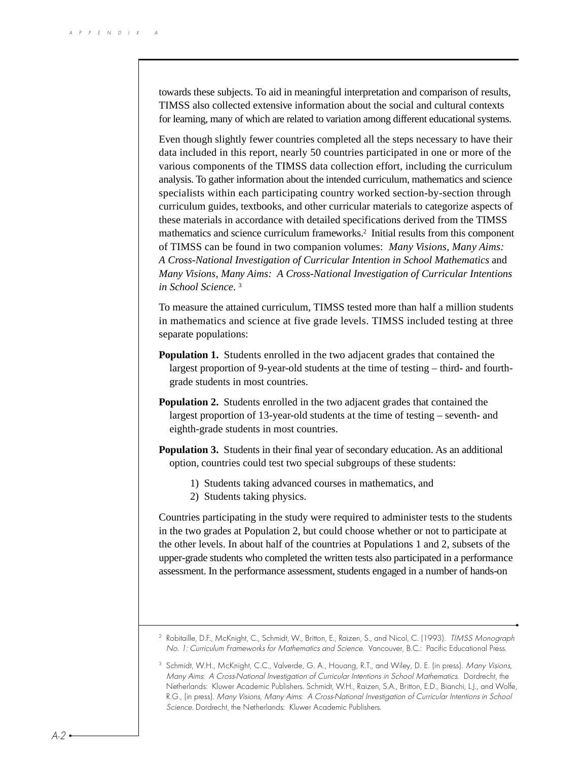towards these subjects. To aid in meaningful interpretation and comparison of results, TIMSS also collected extensive information about the social and cultural contexts for learning, many of which are related to variation among different educational systems.

Even though slightly fewer countries completed all the steps necessary to have their data included in this report, nearly 50 countries participated in one or more of the various components of the TIMSS data collection effort, including the curriculum analysis. To gather information about the intended curriculum, mathematics and science specialists within each participating country worked section-by-section through curriculum guides, textbooks, and other curricular materials to categorize aspects of these materials in accordance with detailed specifications derived from the TIMSS mathematics and science curriculum frameworks.[2] Initial results from this component of TIMSS can be found in two companion volumes: *Many Visions, Many Aims: A Cross-National Investigation of Curricular Intention in School Mathematics* and *Many Visions, Many Aims: A Cross-National Investigation of Curricular Intentions in School Science*. [3]

To measure the attained curriculum, TIMSS tested more than half a million students in mathematics and science at five grade levels. TIMSS included testing at three separate populations:

**Population 1.** Students enrolled in the two adjacent grades that contained the largest proportion of 9-year-old students at the time of testing – third- and fourth-grade students in most countries.

**Population 2.** Students enrolled in the two adjacent grades that contained the largest proportion of 13-year-old students at the time of testing – seventh- and eighth-grade students in most countries.

**Population 3.** Students in their final year of secondary education. As an additional option, countries could test two special subgroups of these students:

1) Students taking advanced courses in mathematics, and
2) Students taking physics.

Countries participating in the study were required to administer tests to the students in the two grades at Population 2, but could choose whether or not to participate at the other levels. In about half of the countries at Populations 1 and 2, subsets of the upper-grade students who completed the written tests also participated in a performance assessment. In the performance assessment, students engaged in a number of hands-on

---

[2] Robitaille, D.F., McKnight, C., Schmidt, W., Britton, E., Raizen, S., and Nicol, C. (1993). *TIMSS Monograph No. 1: Curriculum Frameworks for Mathematics and Science*. Vancouver, B.C.: Pacific Educational Press.

[3] Schmidt, W.H., McKnight, C.C., Valverde, G. A., Houang, R.T., and Wiley, D. E. (in press). *Many Visions, Many Aims: A Cross-National Investigation of Curricular Intentions in School Mathematics*. Dordrecht, the Netherlands: Kluwer Academic Publishers. Schmidt, W.H., Raizen, S.A., Britton, E.D., Bianchi, L.J., and Wolfe, R.G., (in press). *Many Visions, Many Aims: A Cross-National Investigation of Curricular Intentions in School Science*. Dordrecht, the Netherlands: Kluwer Academic Publishers.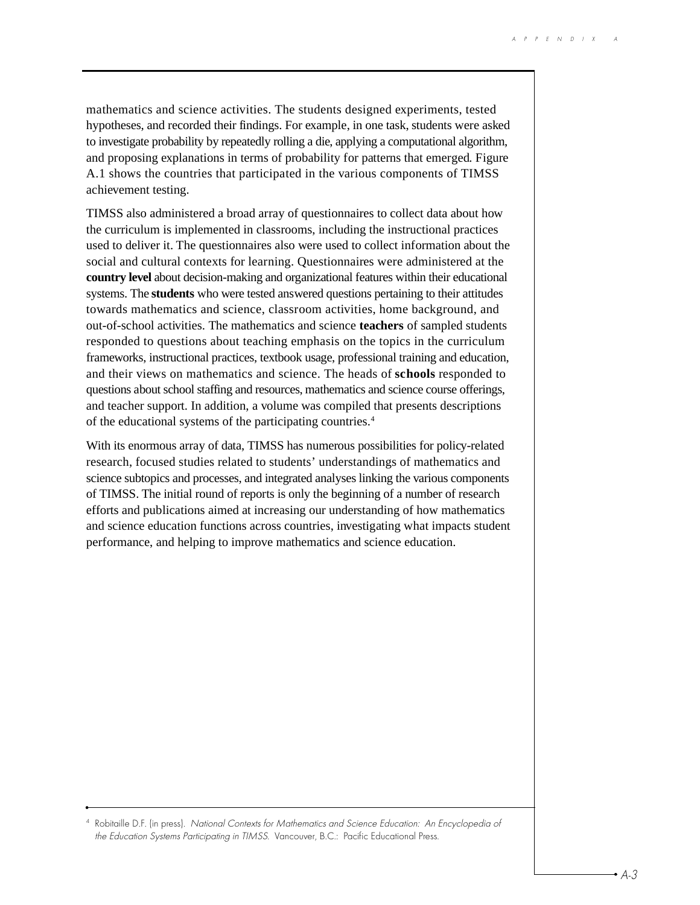mathematics and science activities. The students designed experiments, tested hypotheses, and recorded their findings. For example, in one task, students were asked to investigate probability by repeatedly rolling a die, applying a computational algorithm, and proposing explanations in terms of probability for patterns that emerged. Figure A.1 shows the countries that participated in the various components of TIMSS achievement testing.

TIMSS also administered a broad array of questionnaires to collect data about how the curriculum is implemented in classrooms, including the instructional practices used to deliver it. The questionnaires also were used to collect information about the social and cultural contexts for learning. Questionnaires were administered at the **country level** about decision-making and organizational features within their educational systems. The **students** who were tested answered questions pertaining to their attitudes towards mathematics and science, classroom activities, home background, and out-of-school activities. The mathematics and science **teachers** of sampled students responded to questions about teaching emphasis on the topics in the curriculum frameworks, instructional practices, textbook usage, professional training and education, and their views on mathematics and science. The heads of **schools** responded to questions about school staffing and resources, mathematics and science course offerings, and teacher support. In addition, a volume was compiled that presents descriptions of the educational systems of the participating countries.[4]

With its enormous array of data, TIMSS has numerous possibilities for policy-related research, focused studies related to students' understandings of mathematics and science subtopics and processes, and integrated analyses linking the various components of TIMSS. The initial round of reports is only the beginning of a number of research efforts and publications aimed at increasing our understanding of how mathematics and science education functions across countries, investigating what impacts student performance, and helping to improve mathematics and science education.

---

[4] Robitaille D.F. (in press). *National Contexts for Mathematics and Science Education: An Encyclopedia of the Education Systems Participating in TIMSS.* Vancouver, B.C.: Pacific Educational Press.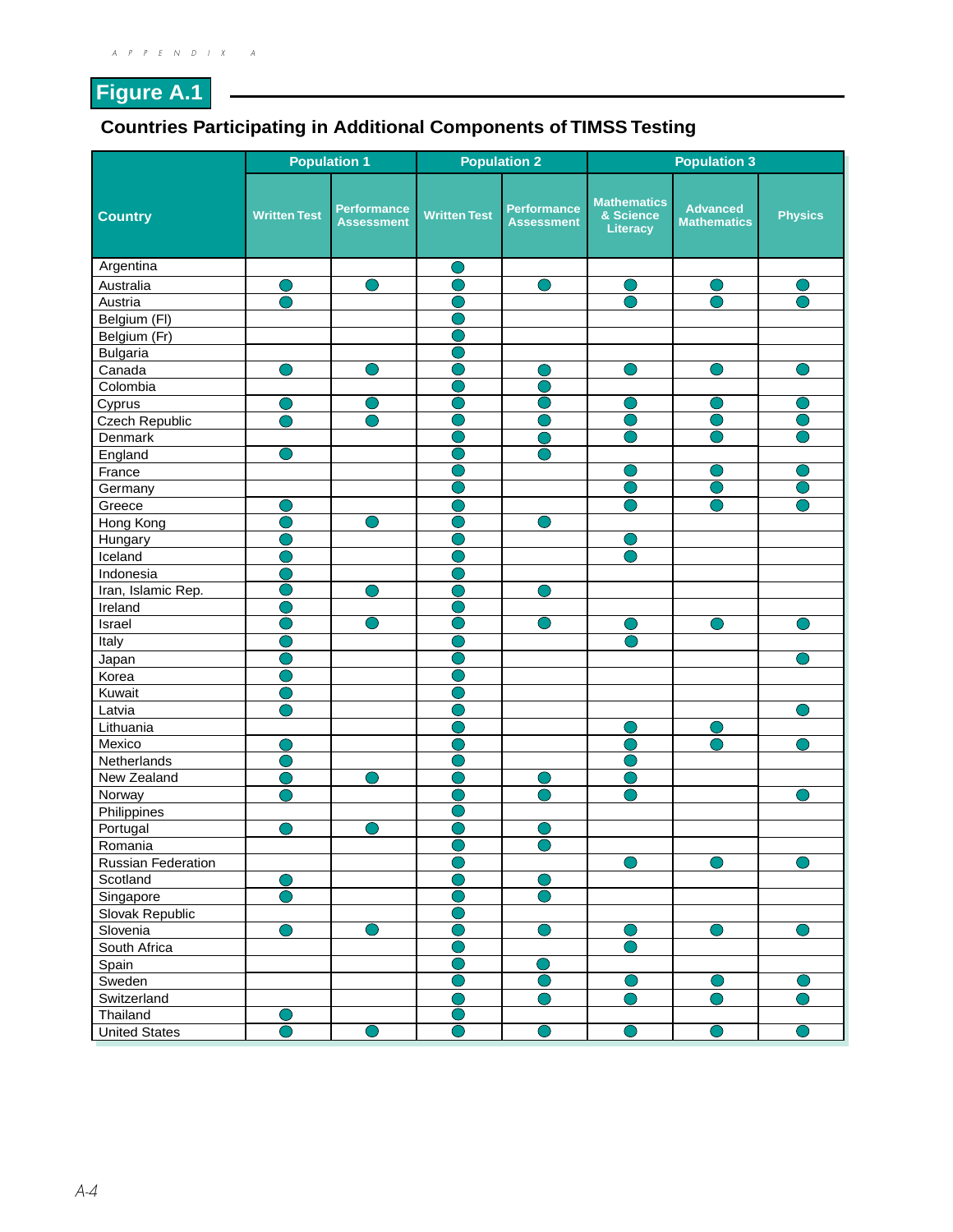# Figure A.1

## Countries Participating in Additional Components of TIMSS Testing

| Country | Population 1 | | Population 2 | | Population 3 | | |
|---|---|---|---|---|---|---|---|
| | Written Test | Performance Assessment | Written Test | Performance Assessment | Mathematics & Science Literacy | Advanced Mathematics | Physics |
| Argentina | | | ● | | | | |
| Australia | ● | ● | ● | ● | ● | ● | ● |
| Austria | ● | | ● | | ● | ● | ● |
| Belgium (Fl) | | | ● | | | | |
| Belgium (Fr) | | | ● | | | | |
| Bulgaria | | | ● | | | | |
| Canada | ● | ● | ● | ● | ● | ● | ● |
| Colombia | | | ● | ● | | | |
| Cyprus | ● | ● | ● | ● | ● | ● | ● |
| Czech Republic | ● | ● | ● | ● | ● | ● | ● |
| Denmark | | | ● | ● | ● | ● | ● |
| England | ● | | ● | ● | | | |
| France | | | ● | | ● | ● | ● |
| Germany | | | ● | | ● | ● | ● |
| Greece | ● | | ● | | ● | ● | ● |
| Hong Kong | ● | ● | ● | ● | | | |
| Hungary | ● | | ● | | ● | | |
| Iceland | ● | | ● | | ● | | |
| Indonesia | ● | | ● | | | | |
| Iran, Islamic Rep. | ● | ● | ● | ● | | | |
| Ireland | ● | | ● | | | | |
| Israel | ● | ● | ● | ● | ● | ● | ● |
| Italy | ● | | ● | | ● | | |
| Japan | ● | | ● | | | | ● |
| Korea | ● | | ● | | | | |
| Kuwait | ● | | ● | | | | |
| Latvia | ● | | ● | | | | ● |
| Lithuania | | | ● | | ● | ● | |
| Mexico | ● | | ● | | ● | ● | ● |
| Netherlands | ● | | ● | | ● | | |
| New Zealand | ● | ● | ● | ● | ● | | |
| Norway | ● | | ● | ● | ● | | ● |
| Philippines | | | ● | | | | |
| Portugal | ● | ● | ● | ● | | | |
| Romania | | | ● | ● | | | |
| Russian Federation | | | ● | | ● | ● | ● |
| Scotland | ● | | ● | ● | | | |
| Singapore | ● | | ● | ● | | | |
| Slovak Republic | | | ● | | | | |
| Slovenia | ● | ● | ● | ● | ● | ● | ● |
| South Africa | | | ● | | ● | | |
| Spain | | | ● | ● | | | |
| Sweden | | | ● | ● | ● | ● | ● |
| Switzerland | | | ● | ● | ● | ● | ● |
| Thailand | ● | | ● | | | | |
| United States | ● | ● | ● | ● | ● | ● | ● |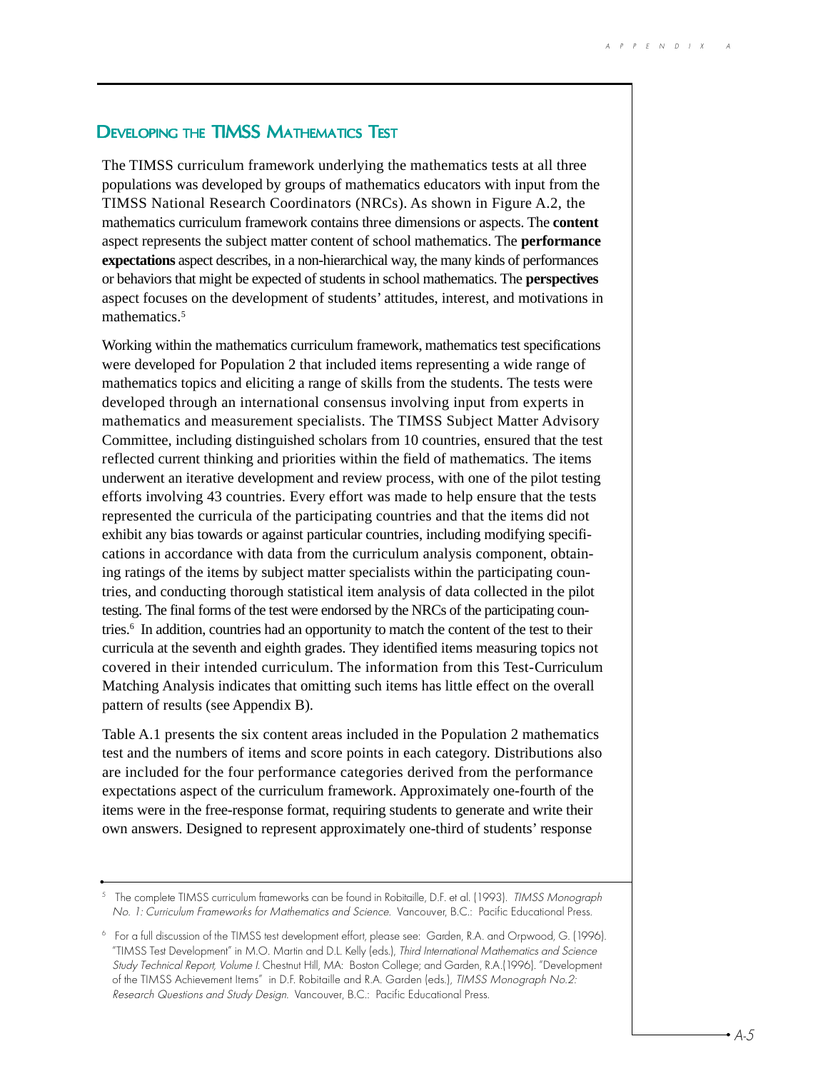## Developing the TIMSS Mathematics Test

The TIMSS curriculum framework underlying the mathematics tests at all three populations was developed by groups of mathematics educators with input from the TIMSS National Research Coordinators (NRCs). As shown in Figure A.2, the mathematics curriculum framework contains three dimensions or aspects. The **content** aspect represents the subject matter content of school mathematics. The **performance expectations** aspect describes, in a non-hierarchical way, the many kinds of performances or behaviors that might be expected of students in school mathematics. The **perspectives** aspect focuses on the development of students' attitudes, interest, and motivations in mathematics.[5]

Working within the mathematics curriculum framework, mathematics test specifications were developed for Population 2 that included items representing a wide range of mathematics topics and eliciting a range of skills from the students. The tests were developed through an international consensus involving input from experts in mathematics and measurement specialists. The TIMSS Subject Matter Advisory Committee, including distinguished scholars from 10 countries, ensured that the test reflected current thinking and priorities within the field of mathematics. The items underwent an iterative development and review process, with one of the pilot testing efforts involving 43 countries. Every effort was made to help ensure that the tests represented the curricula of the participating countries and that the items did not exhibit any bias towards or against particular countries, including modifying specifications in accordance with data from the curriculum analysis component, obtaining ratings of the items by subject matter specialists within the participating countries, and conducting thorough statistical item analysis of data collected in the pilot testing. The final forms of the test were endorsed by the NRCs of the participating countries.[6] In addition, countries had an opportunity to match the content of the test to their curricula at the seventh and eighth grades. They identified items measuring topics not covered in their intended curriculum. The information from this Test-Curriculum Matching Analysis indicates that omitting such items has little effect on the overall pattern of results (see Appendix B).

Table A.1 presents the six content areas included in the Population 2 mathematics test and the numbers of items and score points in each category. Distributions also are included for the four performance categories derived from the performance expectations aspect of the curriculum framework. Approximately one-fourth of the items were in the free-response format, requiring students to generate and write their own answers. Designed to represent approximately one-third of students' response

---

[5] The complete TIMSS curriculum frameworks can be found in Robitaille, D.F. et al. (1993). *TIMSS Monograph No. 1: Curriculum Frameworks for Mathematics and Science.* Vancouver, B.C.: Pacific Educational Press.

[6] For a full discussion of the TIMSS test development effort, please see: Garden, R.A. and Orpwood, G. (1996). "TIMSS Test Development" in M.O. Martin and D.L. Kelly (eds.), *Third International Mathematics and Science Study Technical Report, Volume I.* Chestnut Hill, MA: Boston College; and Garden, R.A.(1996). "Development of the TIMSS Achievement Items" in D.F. Robitaille and R.A. Garden (eds.), *TIMSS Monograph No.2: Research Questions and Study Design.* Vancouver, B.C.: Pacific Educational Press.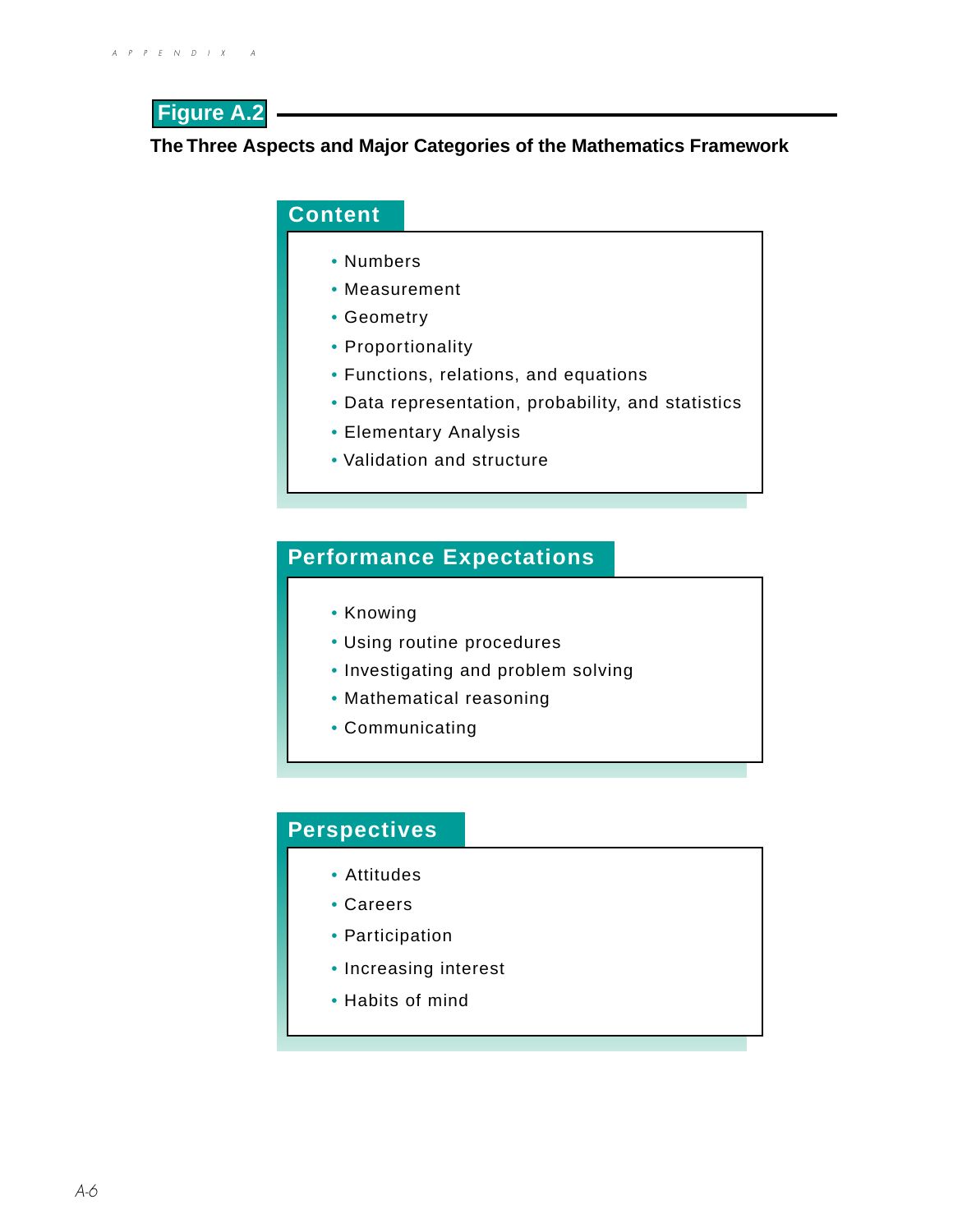**Figure A.2**

**The Three Aspects and Major Categories of the Mathematics Framework**

## Content

- Numbers
- Measurement
- Geometry
- Proportionality
- Functions, relations, and equations
- Data representation, probability, and statistics
- Elementary Analysis
- Validation and structure

## Performance Expectations

- Knowing
- Using routine procedures
- Investigating and problem solving
- Mathematical reasoning
- Communicating

## Perspectives

- Attitudes
- Careers
- Participation
- Increasing interest
- Habits of mind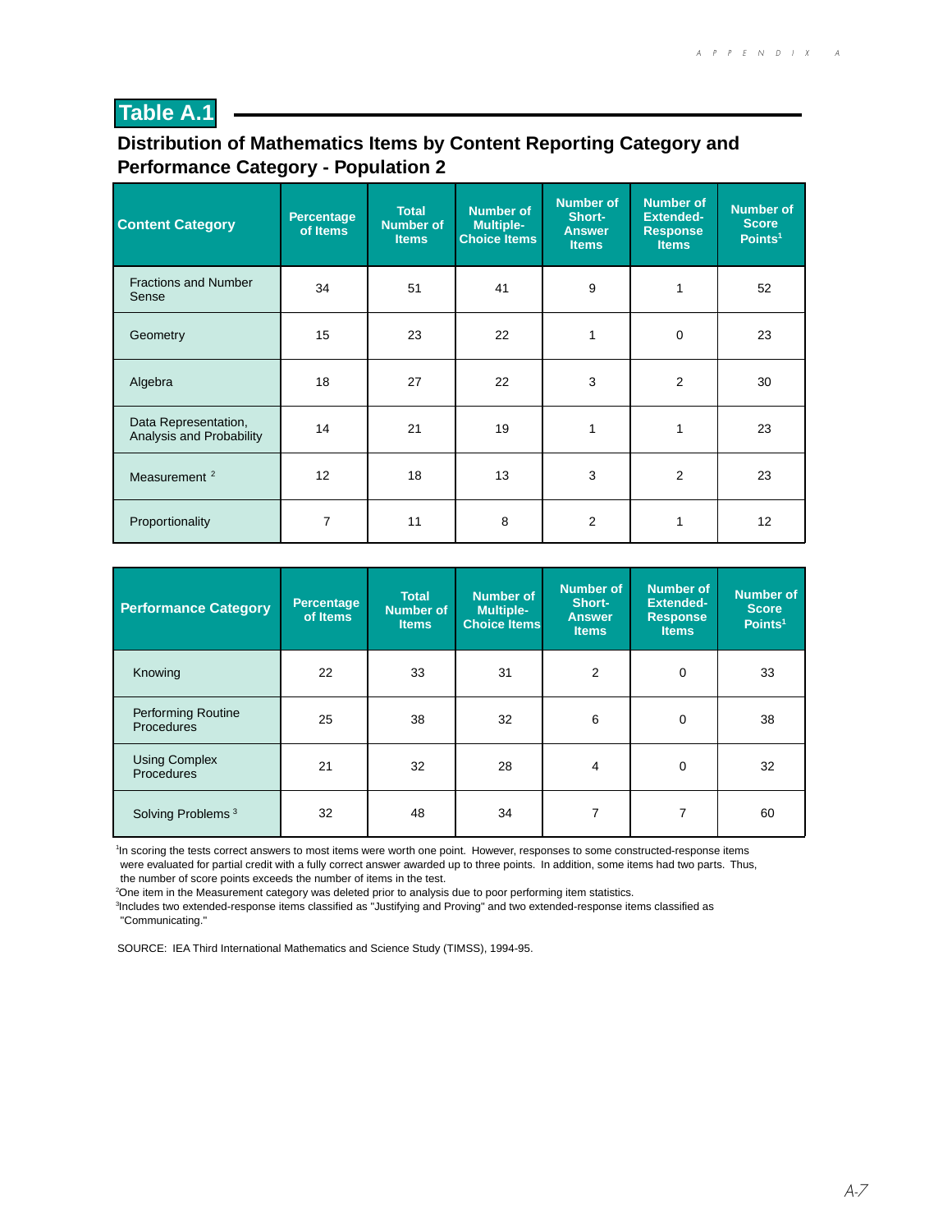## Table A.1

### Distribution of Mathematics Items by Content Reporting Category and Performance Category - Population 2

| Content Category | Percentage of Items | Total Number of Items | Number of Multiple-Choice Items | Number of Short-Answer Items | Number of Extended-Response Items | Number of Score Points[1] |
|---|---|---|---|---|---|---|
| Fractions and Number Sense | 34 | 51 | 41 | 9 | 1 | 52 |
| Geometry | 15 | 23 | 22 | 1 | 0 | 23 |
| Algebra | 18 | 27 | 22 | 3 | 2 | 30 |
| Data Representation, Analysis and Probability | 14 | 21 | 19 | 1 | 1 | 23 |
| Measurement [2] | 12 | 18 | 13 | 3 | 2 | 23 |
| Proportionality | 7 | 11 | 8 | 2 | 1 | 12 |

| Performance Category | Percentage of Items | Total Number of Items | Number of Multiple-Choice Items | Number of Short-Answer Items | Number of Extended-Response Items | Number of Score Points[1] |
|---|---|---|---|---|---|---|
| Knowing | 22 | 33 | 31 | 2 | 0 | 33 |
| Performing Routine Procedures | 25 | 38 | 32 | 6 | 0 | 38 |
| Using Complex Procedures | 21 | 32 | 28 | 4 | 0 | 32 |
| Solving Problems [3] | 32 | 48 | 34 | 7 | 7 | 60 |

[1]In scoring the tests correct answers to most items were worth one point. However, responses to some constructed-response items were evaluated for partial credit with a fully correct answer awarded up to three points. In addition, some items had two parts. Thus, the number of score points exceeds the number of items in the test.

[2]One item in the Measurement category was deleted prior to analysis due to poor performing item statistics.

[3]Includes two extended-response items classified as "Justifying and Proving" and two extended-response items classified as "Communicating."

SOURCE: IEA Third International Mathematics and Science Study (TIMSS), 1994-95.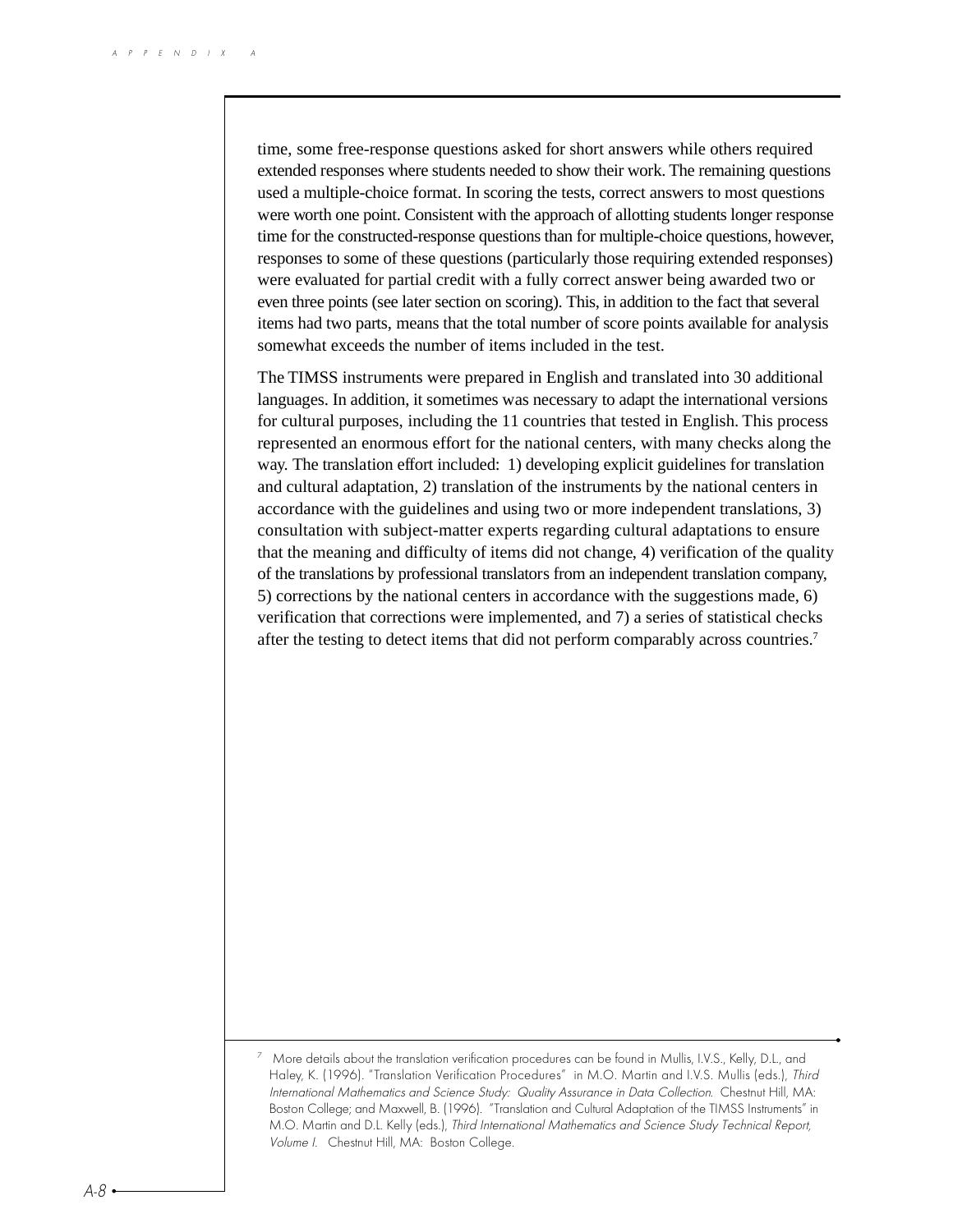time, some free-response questions asked for short answers while others required extended responses where students needed to show their work. The remaining questions used a multiple-choice format. In scoring the tests, correct answers to most questions were worth one point. Consistent with the approach of allotting students longer response time for the constructed-response questions than for multiple-choice questions, however, responses to some of these questions (particularly those requiring extended responses) were evaluated for partial credit with a fully correct answer being awarded two or even three points (see later section on scoring). This, in addition to the fact that several items had two parts, means that the total number of score points available for analysis somewhat exceeds the number of items included in the test.

The TIMSS instruments were prepared in English and translated into 30 additional languages. In addition, it sometimes was necessary to adapt the international versions for cultural purposes, including the 11 countries that tested in English. This process represented an enormous effort for the national centers, with many checks along the way. The translation effort included: 1) developing explicit guidelines for translation and cultural adaptation, 2) translation of the instruments by the national centers in accordance with the guidelines and using two or more independent translations, 3) consultation with subject-matter experts regarding cultural adaptations to ensure that the meaning and difficulty of items did not change, 4) verification of the quality of the translations by professional translators from an independent translation company, 5) corrections by the national centers in accordance with the suggestions made, 6) verification that corrections were implemented, and 7) a series of statistical checks after the testing to detect items that did not perform comparably across countries.[7]

---

[7] More details about the translation verification procedures can be found in Mullis, I.V.S., Kelly, D.L., and Haley, K. (1996). "Translation Verification Procedures" in M.O. Martin and I.V.S. Mullis (eds.), *Third International Mathematics and Science Study: Quality Assurance in Data Collection*. Chestnut Hill, MA: Boston College; and Maxwell, B. (1996). "Translation and Cultural Adaptation of the TIMSS Instruments" in M.O. Martin and D.L. Kelly (eds.), *Third International Mathematics and Science Study Technical Report, Volume I*. Chestnut Hill, MA: Boston College.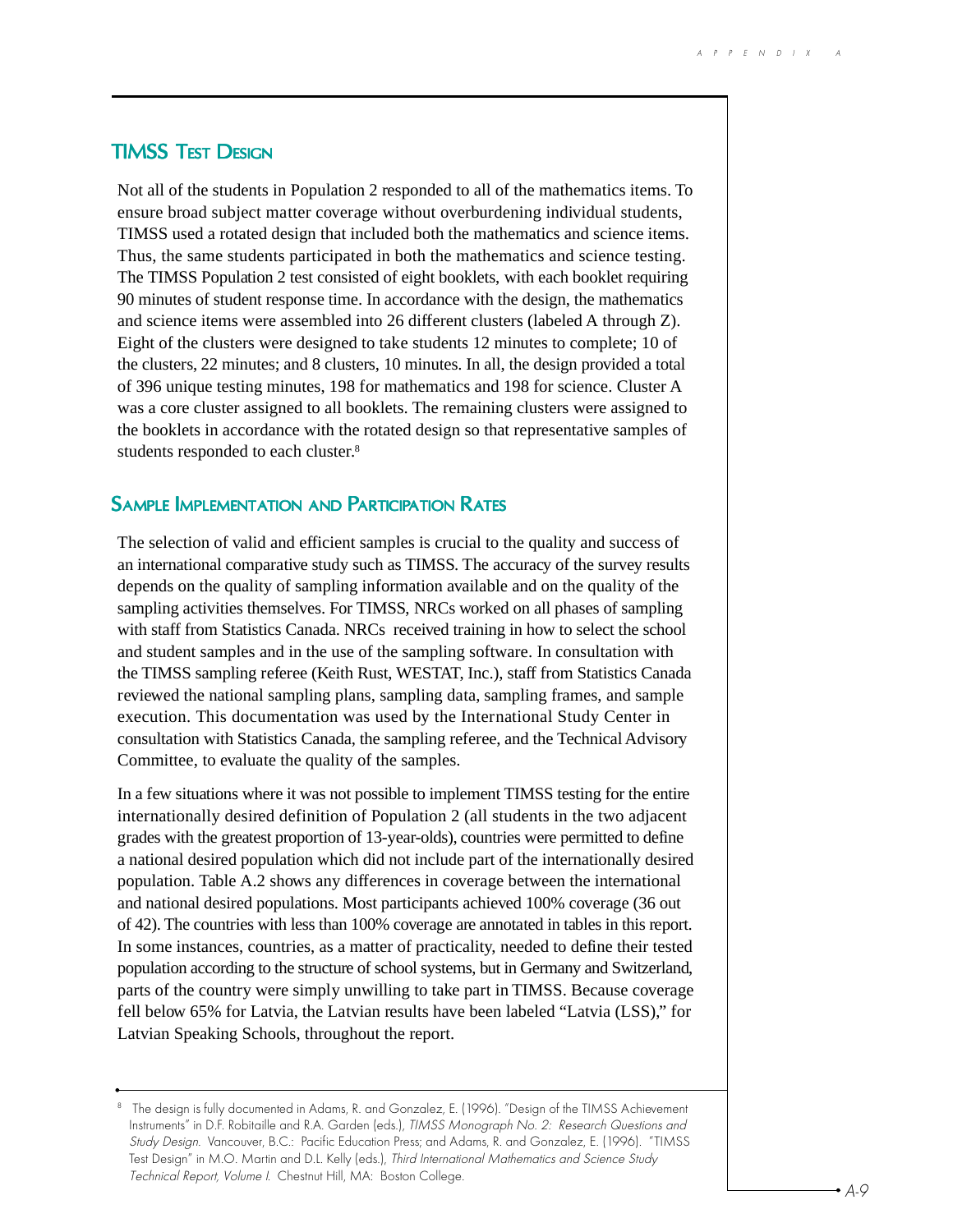## TIMSS Test Design

Not all of the students in Population 2 responded to all of the mathematics items. To ensure broad subject matter coverage without overburdening individual students, TIMSS used a rotated design that included both the mathematics and science items. Thus, the same students participated in both the mathematics and science testing. The TIMSS Population 2 test consisted of eight booklets, with each booklet requiring 90 minutes of student response time. In accordance with the design, the mathematics and science items were assembled into 26 different clusters (labeled A through Z). Eight of the clusters were designed to take students 12 minutes to complete; 10 of the clusters, 22 minutes; and 8 clusters, 10 minutes. In all, the design provided a total of 396 unique testing minutes, 198 for mathematics and 198 for science. Cluster A was a core cluster assigned to all booklets. The remaining clusters were assigned to the booklets in accordance with the rotated design so that representative samples of students responded to each cluster.[8]

## Sample Implementation and Participation Rates

The selection of valid and efficient samples is crucial to the quality and success of an international comparative study such as TIMSS. The accuracy of the survey results depends on the quality of sampling information available and on the quality of the sampling activities themselves. For TIMSS, NRCs worked on all phases of sampling with staff from Statistics Canada. NRCs received training in how to select the school and student samples and in the use of the sampling software. In consultation with the TIMSS sampling referee (Keith Rust, WESTAT, Inc.), staff from Statistics Canada reviewed the national sampling plans, sampling data, sampling frames, and sample execution. This documentation was used by the International Study Center in consultation with Statistics Canada, the sampling referee, and the Technical Advisory Committee, to evaluate the quality of the samples.

In a few situations where it was not possible to implement TIMSS testing for the entire internationally desired definition of Population 2 (all students in the two adjacent grades with the greatest proportion of 13-year-olds), countries were permitted to define a national desired population which did not include part of the internationally desired population. Table A.2 shows any differences in coverage between the international and national desired populations. Most participants achieved 100% coverage (36 out of 42). The countries with less than 100% coverage are annotated in tables in this report. In some instances, countries, as a matter of practicality, needed to define their tested population according to the structure of school systems, but in Germany and Switzerland, parts of the country were simply unwilling to take part in TIMSS. Because coverage fell below 65% for Latvia, the Latvian results have been labeled "Latvia (LSS)," for Latvian Speaking Schools, throughout the report.

---

[8] The design is fully documented in Adams, R. and Gonzalez, E. (1996). "Design of the TIMSS Achievement Instruments" in D.F. Robitaille and R.A. Garden (eds.), *TIMSS Monograph No. 2: Research Questions and Study Design.* Vancouver, B.C.: Pacific Education Press; and Adams, R. and Gonzalez, E. (1996). "TIMSS Test Design" in M.O. Martin and D.L. Kelly (eds.), *Third International Mathematics and Science Study Technical Report, Volume I.* Chestnut Hill, MA: Boston College.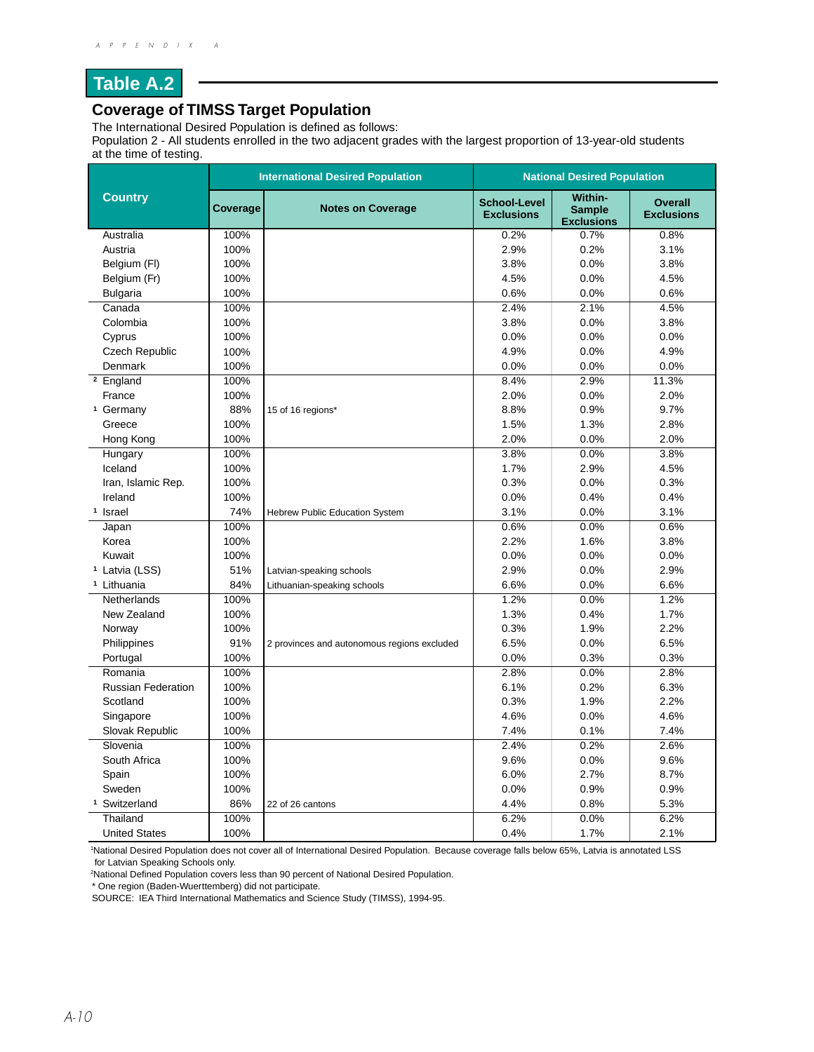## Table A.2

### Coverage of TIMSS Target Population

The International Desired Population is defined as follows:
Population 2 - All students enrolled in the two adjacent grades with the largest proportion of 13-year-old students at the time of testing.

| Country | International Desired Population | | National Desired Population | | |
|---|---|---|---|---|---|
| | Coverage | Notes on Coverage | School-Level Exclusions | Within-Sample Exclusions | Overall Exclusions |
| Australia | 100% | | 0.2% | 0.7% | 0.8% |
| Austria | 100% | | 2.9% | 0.2% | 3.1% |
| Belgium (Fl) | 100% | | 3.8% | 0.0% | 3.8% |
| Belgium (Fr) | 100% | | 4.5% | 0.0% | 4.5% |
| Bulgaria | 100% | | 0.6% | 0.0% | 0.6% |
| Canada | 100% | | 2.4% | 2.1% | 4.5% |
| Colombia | 100% | | 3.8% | 0.0% | 3.8% |
| Cyprus | 100% | | 0.0% | 0.0% | 0.0% |
| Czech Republic | 100% | | 4.9% | 0.0% | 4.9% |
| Denmark | 100% | | 0.0% | 0.0% | 0.0% |
| [2] England | 100% | | 8.4% | 2.9% | 11.3% |
| France | 100% | | 2.0% | 0.0% | 2.0% |
| [1] Germany | 88% | 15 of 16 regions* | 8.8% | 0.9% | 9.7% |
| Greece | 100% | | 1.5% | 1.3% | 2.8% |
| Hong Kong | 100% | | 2.0% | 0.0% | 2.0% |
| Hungary | 100% | | 3.8% | 0.0% | 3.8% |
| Iceland | 100% | | 1.7% | 2.9% | 4.5% |
| Iran, Islamic Rep. | 100% | | 0.3% | 0.0% | 0.3% |
| Ireland | 100% | | 0.0% | 0.4% | 0.4% |
| [1] Israel | 74% | Hebrew Public Education System | 3.1% | 0.0% | 3.1% |
| Japan | 100% | | 0.6% | 0.0% | 0.6% |
| Korea | 100% | | 2.2% | 1.6% | 3.8% |
| Kuwait | 100% | | 0.0% | 0.0% | 0.0% |
| [1] Latvia (LSS) | 51% | Latvian-speaking schools | 2.9% | 0.0% | 2.9% |
| [1] Lithuania | 84% | Lithuanian-speaking schools | 6.6% | 0.0% | 6.6% |
| Netherlands | 100% | | 1.2% | 0.0% | 1.2% |
| New Zealand | 100% | | 1.3% | 0.4% | 1.7% |
| Norway | 100% | | 0.3% | 1.9% | 2.2% |
| Philippines | 91% | 2 provinces and autonomous regions excluded | 6.5% | 0.0% | 6.5% |
| Portugal | 100% | | 0.0% | 0.3% | 0.3% |
| Romania | 100% | | 2.8% | 0.0% | 2.8% |
| Russian Federation | 100% | | 6.1% | 0.2% | 6.3% |
| Scotland | 100% | | 0.3% | 1.9% | 2.2% |
| Singapore | 100% | | 4.6% | 0.0% | 4.6% |
| Slovak Republic | 100% | | 7.4% | 0.1% | 7.4% |
| Slovenia | 100% | | 2.4% | 0.2% | 2.6% |
| South Africa | 100% | | 9.6% | 0.0% | 9.6% |
| Spain | 100% | | 6.0% | 2.7% | 8.7% |
| Sweden | 100% | | 0.0% | 0.9% | 0.9% |
| [1] Switzerland | 86% | 22 of 26 cantons | 4.4% | 0.8% | 5.3% |
| Thailand | 100% | | 6.2% | 0.0% | 6.2% |
| United States | 100% | | 0.4% | 1.7% | 2.1% |

[1]National Desired Population does not cover all of International Desired Population. Because coverage falls below 65%, Latvia is annotated LSS for Latvian Speaking Schools only.
[2]National Defined Population covers less than 90 percent of National Desired Population.
* One region (Baden-Wuerttemberg) did not participate.
SOURCE: IEA Third International Mathematics and Science Study (TIMSS), 1994-95.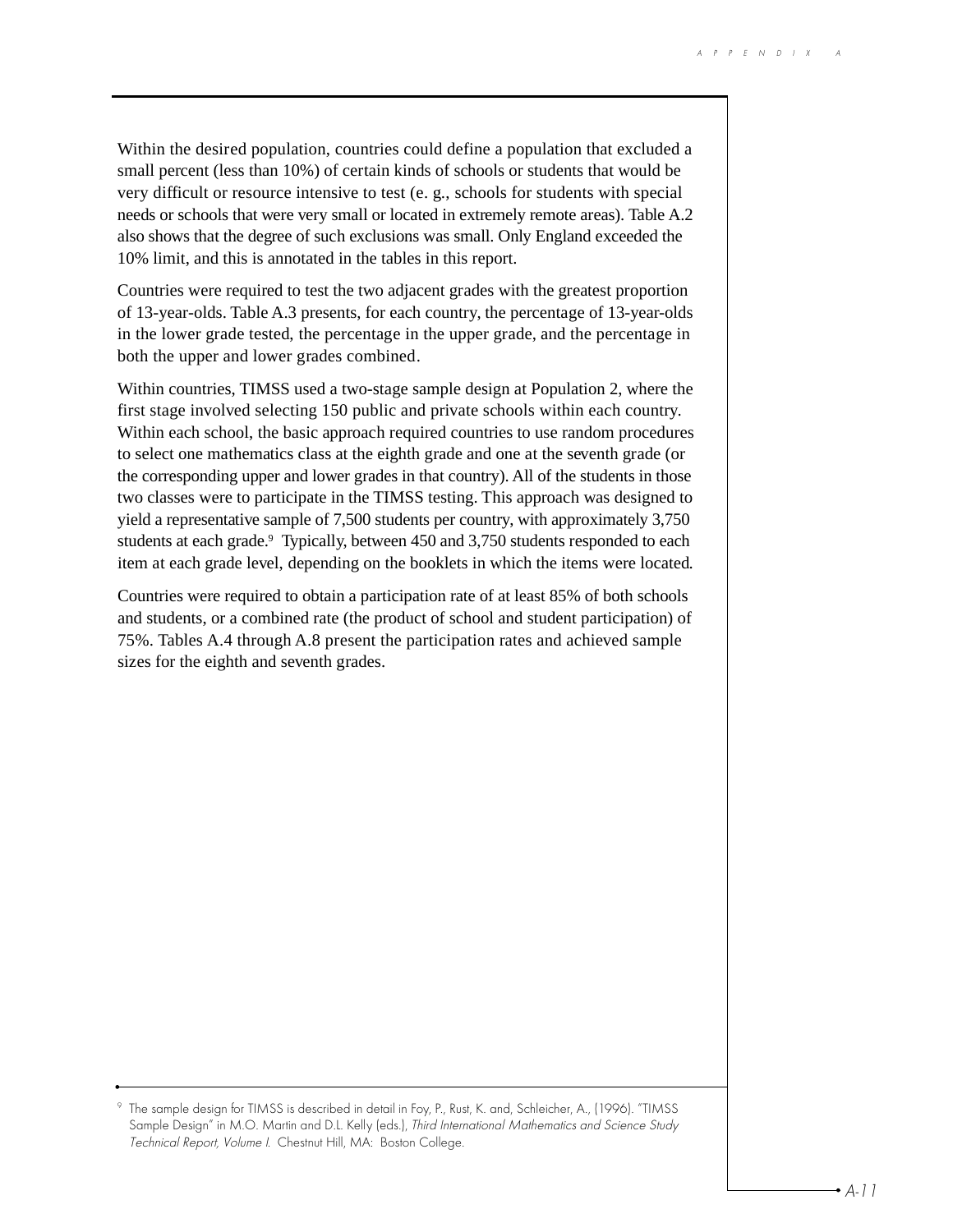Within the desired population, countries could define a population that excluded a small percent (less than 10%) of certain kinds of schools or students that would be very difficult or resource intensive to test (e. g., schools for students with special needs or schools that were very small or located in extremely remote areas). Table A.2 also shows that the degree of such exclusions was small. Only England exceeded the 10% limit, and this is annotated in the tables in this report.

Countries were required to test the two adjacent grades with the greatest proportion of 13-year-olds. Table A.3 presents, for each country, the percentage of 13-year-olds in the lower grade tested, the percentage in the upper grade, and the percentage in both the upper and lower grades combined.

Within countries, TIMSS used a two-stage sample design at Population 2, where the first stage involved selecting 150 public and private schools within each country. Within each school, the basic approach required countries to use random procedures to select one mathematics class at the eighth grade and one at the seventh grade (or the corresponding upper and lower grades in that country). All of the students in those two classes were to participate in the TIMSS testing. This approach was designed to yield a representative sample of 7,500 students per country, with approximately 3,750 students at each grade.[9] Typically, between 450 and 3,750 students responded to each item at each grade level, depending on the booklets in which the items were located.

Countries were required to obtain a participation rate of at least 85% of both schools and students, or a combined rate (the product of school and student participation) of 75%. Tables A.4 through A.8 present the participation rates and achieved sample sizes for the eighth and seventh grades.

---

[9] The sample design for TIMSS is described in detail in Foy, P., Rust, K. and, Schleicher, A., (1996). "TIMSS Sample Design" in M.O. Martin and D.L. Kelly (eds.), *Third International Mathematics and Science Study Technical Report, Volume I.* Chestnut Hill, MA: Boston College.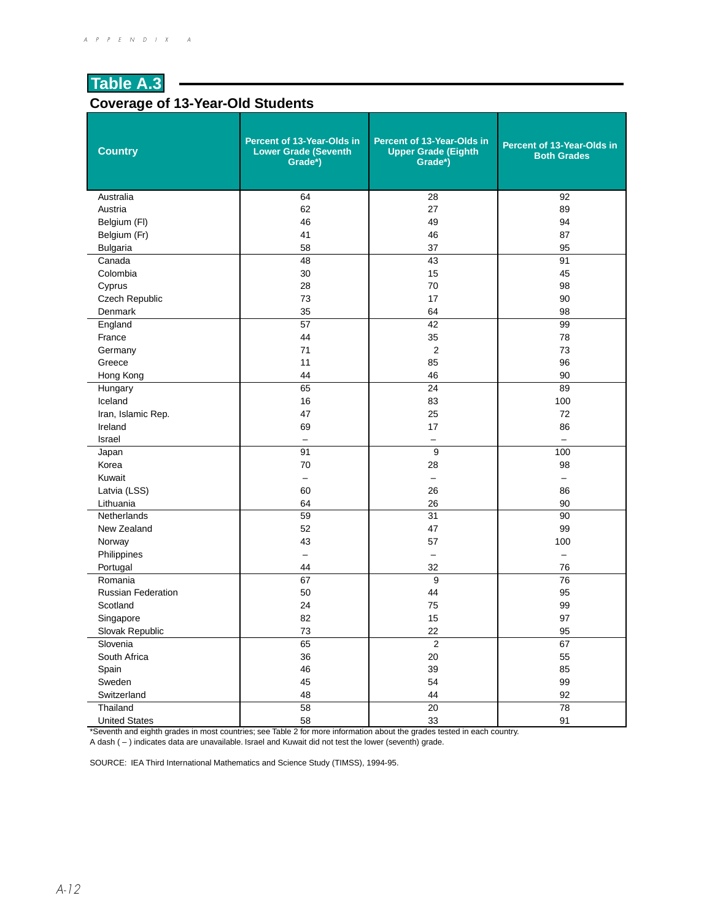## Table A.3

### Coverage of 13-Year-Old Students

| Country | Percent of 13-Year-Olds in Lower Grade (Seventh Grade*) | Percent of 13-Year-Olds in Upper Grade (Eighth Grade*) | Percent of 13-Year-Olds in Both Grades |
|---|---|---|---|
| Australia | 64 | 28 | 92 |
| Austria | 62 | 27 | 89 |
| Belgium (Fl) | 46 | 49 | 94 |
| Belgium (Fr) | 41 | 46 | 87 |
| Bulgaria | 58 | 37 | 95 |
| Canada | 48 | 43 | 91 |
| Colombia | 30 | 15 | 45 |
| Cyprus | 28 | 70 | 98 |
| Czech Republic | 73 | 17 | 90 |
| Denmark | 35 | 64 | 98 |
| England | 57 | 42 | 99 |
| France | 44 | 35 | 78 |
| Germany | 71 | 2 | 73 |
| Greece | 11 | 85 | 96 |
| Hong Kong | 44 | 46 | 90 |
| Hungary | 65 | 24 | 89 |
| Iceland | 16 | 83 | 100 |
| Iran, Islamic Rep. | 47 | 25 | 72 |
| Ireland | 69 | 17 | 86 |
| Israel | – | – | – |
| Japan | 91 | 9 | 100 |
| Korea | 70 | 28 | 98 |
| Kuwait | – | – | – |
| Latvia (LSS) | 60 | 26 | 86 |
| Lithuania | 64 | 26 | 90 |
| Netherlands | 59 | 31 | 90 |
| New Zealand | 52 | 47 | 99 |
| Norway | 43 | 57 | 100 |
| Philippines | – | – | – |
| Portugal | 44 | 32 | 76 |
| Romania | 67 | 9 | 76 |
| Russian Federation | 50 | 44 | 95 |
| Scotland | 24 | 75 | 99 |
| Singapore | 82 | 15 | 97 |
| Slovak Republic | 73 | 22 | 95 |
| Slovenia | 65 | 2 | 67 |
| South Africa | 36 | 20 | 55 |
| Spain | 46 | 39 | 85 |
| Sweden | 45 | 54 | 99 |
| Switzerland | 48 | 44 | 92 |
| Thailand | 58 | 20 | 78 |
| United States | 58 | 33 | 91 |

*Seventh and eighth grades in most countries; see Table 2 for more information about the grades tested in each country.
A dash ( – ) indicates data are unavailable. Israel and Kuwait did not test the lower (seventh) grade.

SOURCE: IEA Third International Mathematics and Science Study (TIMSS), 1994-95.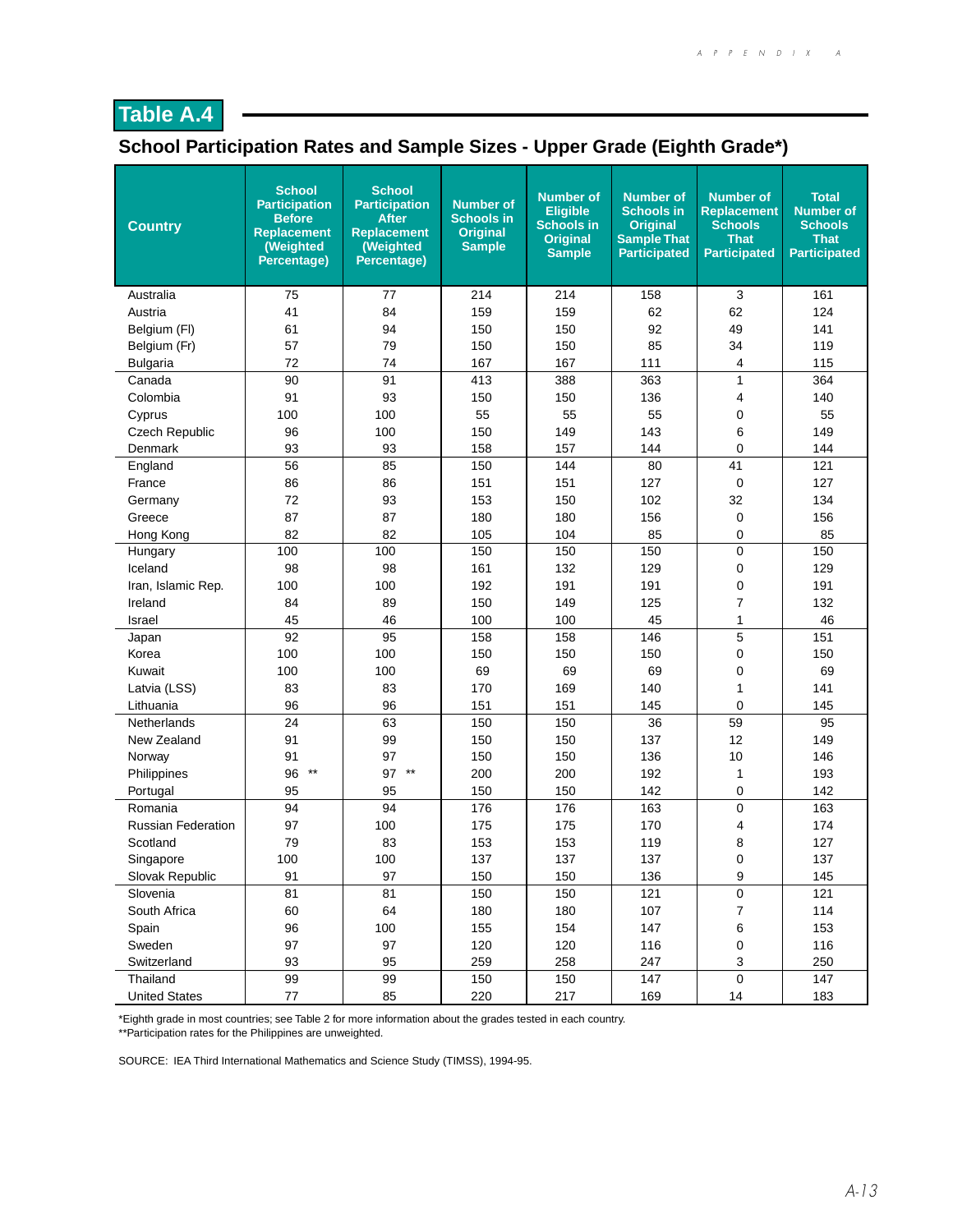# Table A.4

## School Participation Rates and Sample Sizes - Upper Grade (Eighth Grade*)

| Country | School Participation Before Replacement (Weighted Percentage) | School Participation After Replacement (Weighted Percentage) | Number of Schools in Original Sample | Number of Eligible Schools in Original Sample | Number of Schools in Original Sample That Participated | Number of Replacement Schools That Participated | Total Number of Schools That Participated |
|---|---|---|---|---|---|---|---|
| Australia | 75 | 77 | 214 | 214 | 158 | 3 | 161 |
| Austria | 41 | 84 | 159 | 159 | 62 | 62 | 124 |
| Belgium (Fl) | 61 | 94 | 150 | 150 | 92 | 49 | 141 |
| Belgium (Fr) | 57 | 79 | 150 | 150 | 85 | 34 | 119 |
| Bulgaria | 72 | 74 | 167 | 167 | 111 | 4 | 115 |
| Canada | 90 | 91 | 413 | 388 | 363 | 1 | 364 |
| Colombia | 91 | 93 | 150 | 150 | 136 | 4 | 140 |
| Cyprus | 100 | 100 | 55 | 55 | 55 | 0 | 55 |
| Czech Republic | 96 | 100 | 150 | 149 | 143 | 6 | 149 |
| Denmark | 93 | 93 | 158 | 157 | 144 | 0 | 144 |
| England | 56 | 85 | 150 | 144 | 80 | 41 | 121 |
| France | 86 | 86 | 151 | 151 | 127 | 0 | 127 |
| Germany | 72 | 93 | 153 | 150 | 102 | 32 | 134 |
| Greece | 87 | 87 | 180 | 180 | 156 | 0 | 156 |
| Hong Kong | 82 | 82 | 105 | 104 | 85 | 0 | 85 |
| Hungary | 100 | 100 | 150 | 150 | 150 | 0 | 150 |
| Iceland | 98 | 98 | 161 | 132 | 129 | 0 | 129 |
| Iran, Islamic Rep. | 100 | 100 | 192 | 191 | 191 | 0 | 191 |
| Ireland | 84 | 89 | 150 | 149 | 125 | 7 | 132 |
| Israel | 45 | 46 | 100 | 100 | 45 | 1 | 46 |
| Japan | 92 | 95 | 158 | 158 | 146 | 5 | 151 |
| Korea | 100 | 100 | 150 | 150 | 150 | 0 | 150 |
| Kuwait | 100 | 100 | 69 | 69 | 69 | 0 | 69 |
| Latvia (LSS) | 83 | 83 | 170 | 169 | 140 | 1 | 141 |
| Lithuania | 96 | 96 | 151 | 151 | 145 | 0 | 145 |
| Netherlands | 24 | 63 | 150 | 150 | 36 | 59 | 95 |
| New Zealand | 91 | 99 | 150 | 150 | 137 | 12 | 149 |
| Norway | 91 | 97 | 150 | 150 | 136 | 10 | 146 |
| Philippines | 96 ** | 97 ** | 200 | 200 | 192 | 1 | 193 |
| Portugal | 95 | 95 | 150 | 150 | 142 | 0 | 142 |
| Romania | 94 | 94 | 176 | 176 | 163 | 0 | 163 |
| Russian Federation | 97 | 100 | 175 | 175 | 170 | 4 | 174 |
| Scotland | 79 | 83 | 153 | 153 | 119 | 8 | 127 |
| Singapore | 100 | 100 | 137 | 137 | 137 | 0 | 137 |
| Slovak Republic | 91 | 97 | 150 | 150 | 136 | 9 | 145 |
| Slovenia | 81 | 81 | 150 | 150 | 121 | 0 | 121 |
| South Africa | 60 | 64 | 180 | 180 | 107 | 7 | 114 |
| Spain | 96 | 100 | 155 | 154 | 147 | 6 | 153 |
| Sweden | 97 | 97 | 120 | 120 | 116 | 0 | 116 |
| Switzerland | 93 | 95 | 259 | 258 | 247 | 3 | 250 |
| Thailand | 99 | 99 | 150 | 150 | 147 | 0 | 147 |
| United States | 77 | 85 | 220 | 217 | 169 | 14 | 183 |

*Eighth grade in most countries; see Table 2 for more information about the grades tested in each country.
**Participation rates for the Philippines are unweighted.

SOURCE: IEA Third International Mathematics and Science Study (TIMSS), 1994-95.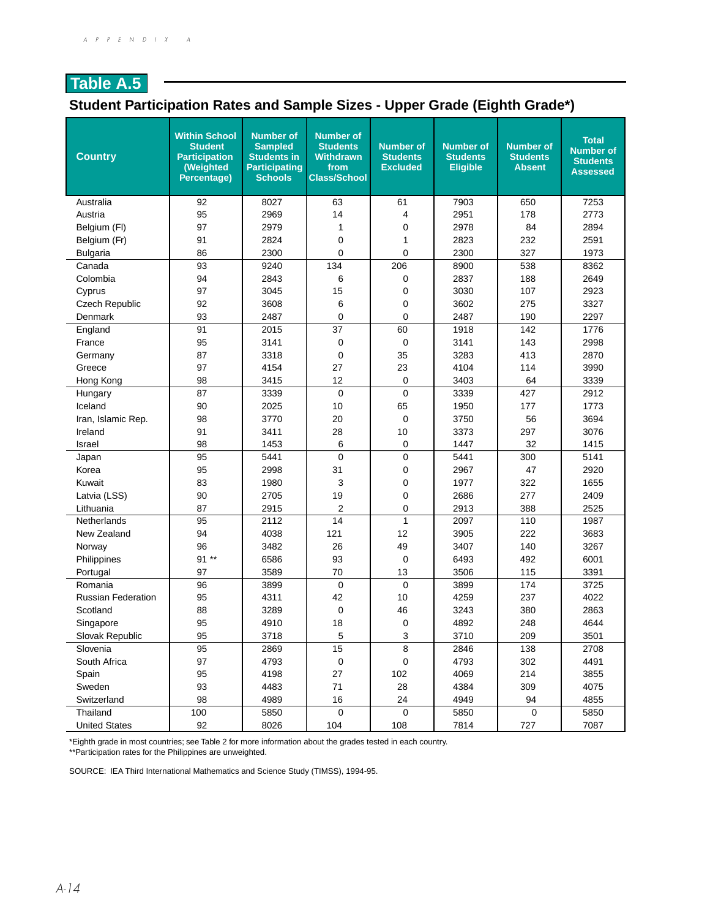## Table A.5

### Student Participation Rates and Sample Sizes - Upper Grade (Eighth Grade*)

| Country | Within School Student Participation (Weighted Percentage) | Number of Sampled Students in Participating Schools | Number of Students Withdrawn from Class/School | Number of Students Excluded | Number of Students Eligible | Number of Students Absent | Total Number of Students Assessed |
|---|---|---|---|---|---|---|---|
| Australia | 92 | 8027 | 63 | 61 | 7903 | 650 | 7253 |
| Austria | 95 | 2969 | 14 | 4 | 2951 | 178 | 2773 |
| Belgium (Fl) | 97 | 2979 | 1 | 0 | 2978 | 84 | 2894 |
| Belgium (Fr) | 91 | 2824 | 0 | 1 | 2823 | 232 | 2591 |
| Bulgaria | 86 | 2300 | 0 | 0 | 2300 | 327 | 1973 |
| Canada | 93 | 9240 | 134 | 206 | 8900 | 538 | 8362 |
| Colombia | 94 | 2843 | 6 | 0 | 2837 | 188 | 2649 |
| Cyprus | 97 | 3045 | 15 | 0 | 3030 | 107 | 2923 |
| Czech Republic | 92 | 3608 | 6 | 0 | 3602 | 275 | 3327 |
| Denmark | 93 | 2487 | 0 | 0 | 2487 | 190 | 2297 |
| England | 91 | 2015 | 37 | 60 | 1918 | 142 | 1776 |
| France | 95 | 3141 | 0 | 0 | 3141 | 143 | 2998 |
| Germany | 87 | 3318 | 0 | 35 | 3283 | 413 | 2870 |
| Greece | 97 | 4154 | 27 | 23 | 4104 | 114 | 3990 |
| Hong Kong | 98 | 3415 | 12 | 0 | 3403 | 64 | 3339 |
| Hungary | 87 | 3339 | 0 | 0 | 3339 | 427 | 2912 |
| Iceland | 90 | 2025 | 10 | 65 | 1950 | 177 | 1773 |
| Iran, Islamic Rep. | 98 | 3770 | 20 | 0 | 3750 | 56 | 3694 |
| Ireland | 91 | 3411 | 28 | 10 | 3373 | 297 | 3076 |
| Israel | 98 | 1453 | 6 | 0 | 1447 | 32 | 1415 |
| Japan | 95 | 5441 | 0 | 0 | 5441 | 300 | 5141 |
| Korea | 95 | 2998 | 31 | 0 | 2967 | 47 | 2920 |
| Kuwait | 83 | 1980 | 3 | 0 | 1977 | 322 | 1655 |
| Latvia (LSS) | 90 | 2705 | 19 | 0 | 2686 | 277 | 2409 |
| Lithuania | 87 | 2915 | 2 | 0 | 2913 | 388 | 2525 |
| Netherlands | 95 | 2112 | 14 | 1 | 2097 | 110 | 1987 |
| New Zealand | 94 | 4038 | 121 | 12 | 3905 | 222 | 3683 |
| Norway | 96 | 3482 | 26 | 49 | 3407 | 140 | 3267 |
| Philippines | 91 ** | 6586 | 93 | 0 | 6493 | 492 | 6001 |
| Portugal | 97 | 3589 | 70 | 13 | 3506 | 115 | 3391 |
| Romania | 96 | 3899 | 0 | 0 | 3899 | 174 | 3725 |
| Russian Federation | 95 | 4311 | 42 | 10 | 4259 | 237 | 4022 |
| Scotland | 88 | 3289 | 0 | 46 | 3243 | 380 | 2863 |
| Singapore | 95 | 4910 | 18 | 0 | 4892 | 248 | 4644 |
| Slovak Republic | 95 | 3718 | 5 | 3 | 3710 | 209 | 3501 |
| Slovenia | 95 | 2869 | 15 | 8 | 2846 | 138 | 2708 |
| South Africa | 97 | 4793 | 0 | 0 | 4793 | 302 | 4491 |
| Spain | 95 | 4198 | 27 | 102 | 4069 | 214 | 3855 |
| Sweden | 93 | 4483 | 71 | 28 | 4384 | 309 | 4075 |
| Switzerland | 98 | 4989 | 16 | 24 | 4949 | 94 | 4855 |
| Thailand | 100 | 5850 | 0 | 0 | 5850 | 0 | 5850 |
| United States | 92 | 8026 | 104 | 108 | 7814 | 727 | 7087 |

*Eighth grade in most countries; see Table 2 for more information about the grades tested in each country.
**Participation rates for the Philippines are unweighted.

SOURCE: IEA Third International Mathematics and Science Study (TIMSS), 1994-95.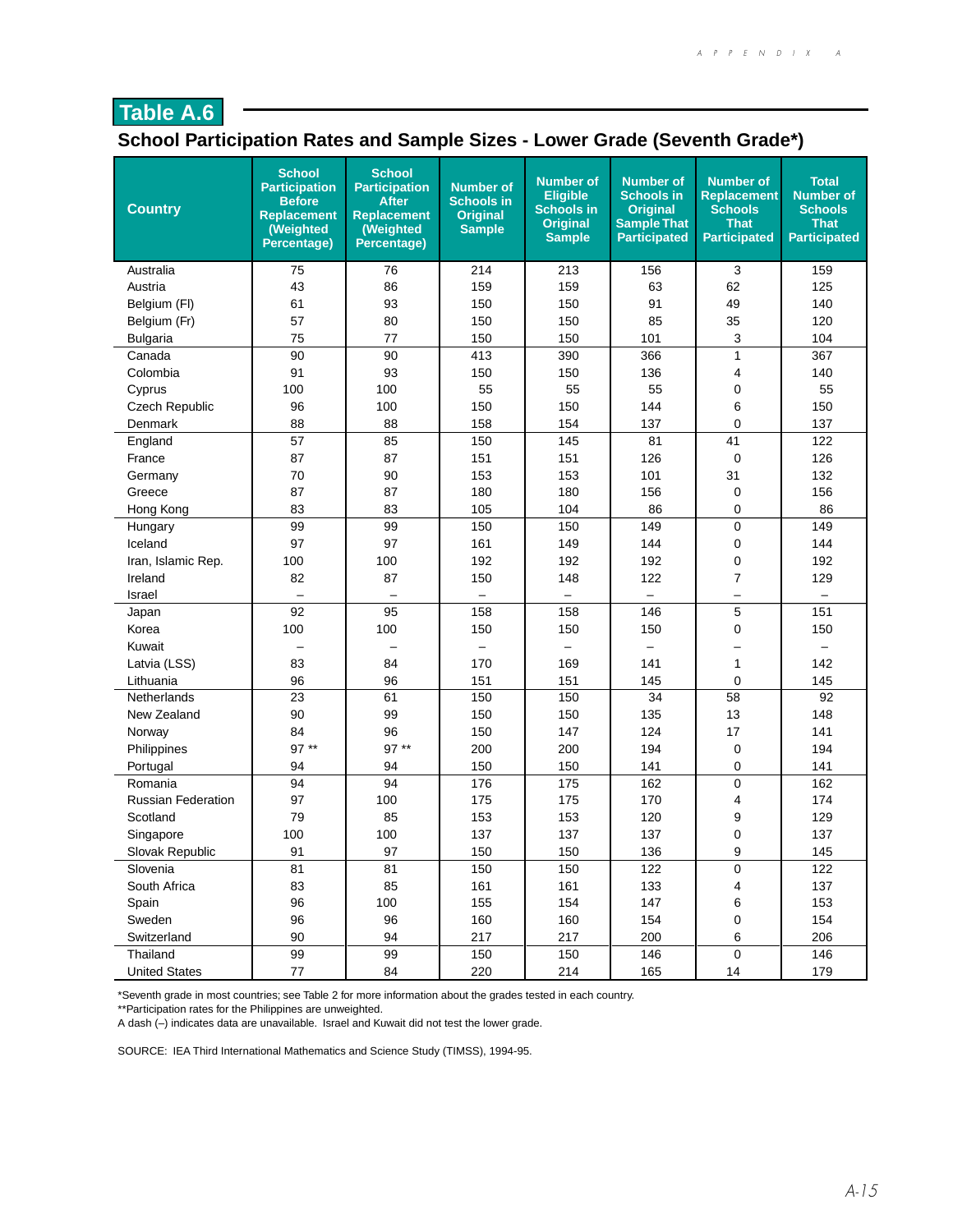## Table A.6

### School Participation Rates and Sample Sizes - Lower Grade (Seventh Grade*)

| Country | School Participation Before Replacement (Weighted Percentage) | School Participation After Replacement (Weighted Percentage) | Number of Schools in Original Sample | Number of Eligible Schools in Original Sample | Number of Schools in Original Sample That Participated | Number of Replacement Schools That Participated | Total Number of Schools That Participated |
|---|---|---|---|---|---|---|---|
| Australia | 75 | 76 | 214 | 213 | 156 | 3 | 159 |
| Austria | 43 | 86 | 159 | 159 | 63 | 62 | 125 |
| Belgium (Fl) | 61 | 93 | 150 | 150 | 91 | 49 | 140 |
| Belgium (Fr) | 57 | 80 | 150 | 150 | 85 | 35 | 120 |
| Bulgaria | 75 | 77 | 150 | 150 | 101 | 3 | 104 |
| Canada | 90 | 90 | 413 | 390 | 366 | 1 | 367 |
| Colombia | 91 | 93 | 150 | 150 | 136 | 4 | 140 |
| Cyprus | 100 | 100 | 55 | 55 | 55 | 0 | 55 |
| Czech Republic | 96 | 100 | 150 | 150 | 144 | 6 | 150 |
| Denmark | 88 | 88 | 158 | 154 | 137 | 0 | 137 |
| England | 57 | 85 | 150 | 145 | 81 | 41 | 122 |
| France | 87 | 87 | 151 | 151 | 126 | 0 | 126 |
| Germany | 70 | 90 | 153 | 153 | 101 | 31 | 132 |
| Greece | 87 | 87 | 180 | 180 | 156 | 0 | 156 |
| Hong Kong | 83 | 83 | 105 | 104 | 86 | 0 | 86 |
| Hungary | 99 | 99 | 150 | 150 | 149 | 0 | 149 |
| Iceland | 97 | 97 | 161 | 149 | 144 | 0 | 144 |
| Iran, Islamic Rep. | 100 | 100 | 192 | 192 | 192 | 0 | 192 |
| Ireland | 82 | 87 | 150 | 148 | 122 | 7 | 129 |
| Israel | – | – | – | – | – | – | – |
| Japan | 92 | 95 | 158 | 158 | 146 | 5 | 151 |
| Korea | 100 | 100 | 150 | 150 | 150 | 0 | 150 |
| Kuwait | – | – | – | – | – | – | – |
| Latvia (LSS) | 83 | 84 | 170 | 169 | 141 | 1 | 142 |
| Lithuania | 96 | 96 | 151 | 151 | 145 | 0 | 145 |
| Netherlands | 23 | 61 | 150 | 150 | 34 | 58 | 92 |
| New Zealand | 90 | 99 | 150 | 150 | 135 | 13 | 148 |
| Norway | 84 | 96 | 150 | 147 | 124 | 17 | 141 |
| Philippines | 97 ** | 97 ** | 200 | 200 | 194 | 0 | 194 |
| Portugal | 94 | 94 | 150 | 150 | 141 | 0 | 141 |
| Romania | 94 | 94 | 176 | 175 | 162 | 0 | 162 |
| Russian Federation | 97 | 100 | 175 | 175 | 170 | 4 | 174 |
| Scotland | 79 | 85 | 153 | 153 | 120 | 9 | 129 |
| Singapore | 100 | 100 | 137 | 137 | 137 | 0 | 137 |
| Slovak Republic | 91 | 97 | 150 | 150 | 136 | 9 | 145 |
| Slovenia | 81 | 81 | 150 | 150 | 122 | 0 | 122 |
| South Africa | 83 | 85 | 161 | 161 | 133 | 4 | 137 |
| Spain | 96 | 100 | 155 | 154 | 147 | 6 | 153 |
| Sweden | 96 | 96 | 160 | 160 | 154 | 0 | 154 |
| Switzerland | 90 | 94 | 217 | 217 | 200 | 6 | 206 |
| Thailand | 99 | 99 | 150 | 150 | 146 | 0 | 146 |
| United States | 77 | 84 | 220 | 214 | 165 | 14 | 179 |

*Seventh grade in most countries; see Table 2 for more information about the grades tested in each country.
**Participation rates for the Philippines are unweighted.
A dash (–) indicates data are unavailable. Israel and Kuwait did not test the lower grade.

SOURCE: IEA Third International Mathematics and Science Study (TIMSS), 1994-95.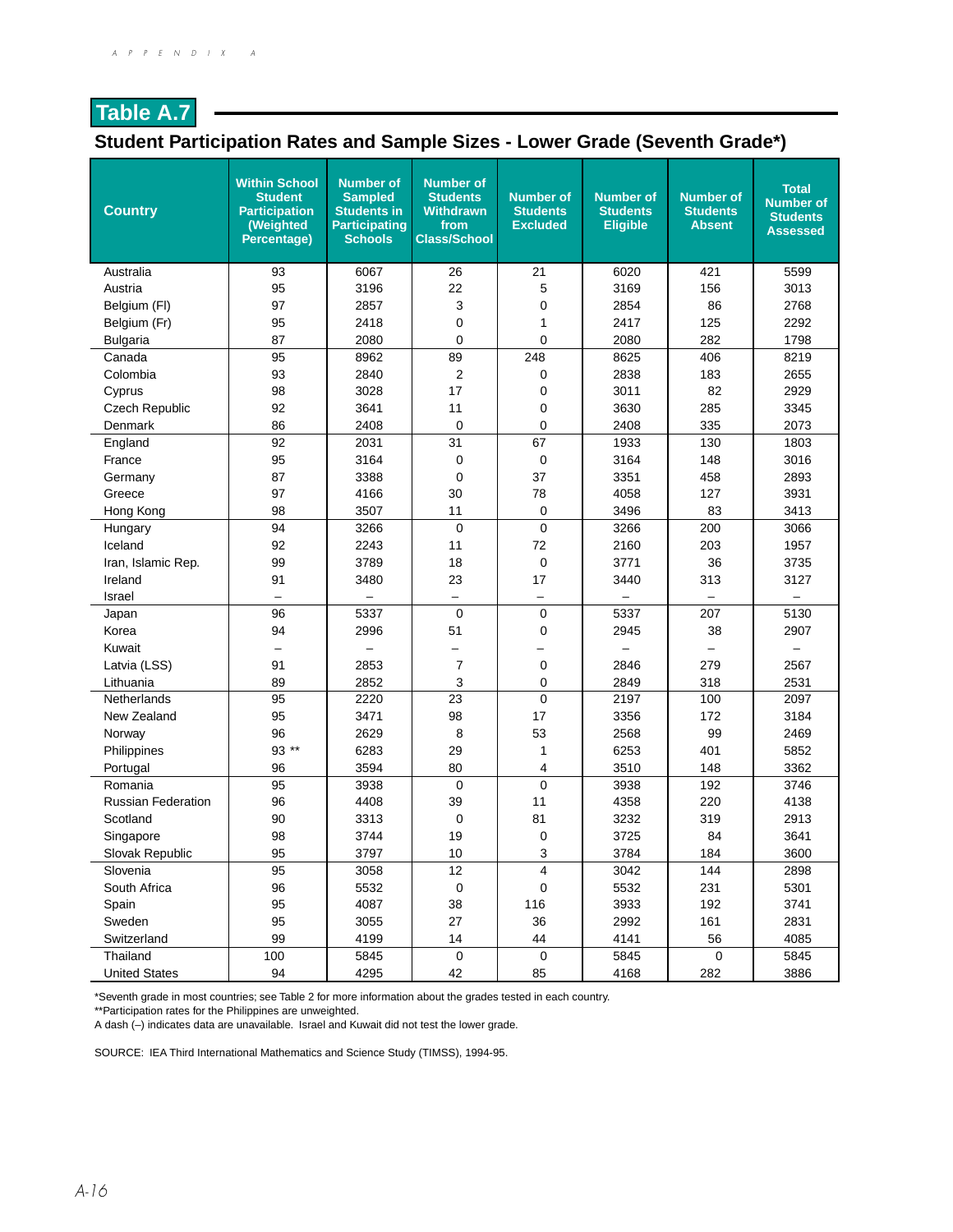## Table A.7

### Student Participation Rates and Sample Sizes - Lower Grade (Seventh Grade*)

| Country | Within School Student Participation (Weighted Percentage) | Number of Sampled Students in Participating Schools | Number of Students Withdrawn from Class/School | Number of Students Excluded | Number of Students Eligible | Number of Students Absent | Total Number of Students Assessed |
|---|---|---|---|---|---|---|---|
| Australia | 93 | 6067 | 26 | 21 | 6020 | 421 | 5599 |
| Austria | 95 | 3196 | 22 | 5 | 3169 | 156 | 3013 |
| Belgium (Fl) | 97 | 2857 | 3 | 0 | 2854 | 86 | 2768 |
| Belgium (Fr) | 95 | 2418 | 0 | 1 | 2417 | 125 | 2292 |
| Bulgaria | 87 | 2080 | 0 | 0 | 2080 | 282 | 1798 |
| Canada | 95 | 8962 | 89 | 248 | 8625 | 406 | 8219 |
| Colombia | 93 | 2840 | 2 | 0 | 2838 | 183 | 2655 |
| Cyprus | 98 | 3028 | 17 | 0 | 3011 | 82 | 2929 |
| Czech Republic | 92 | 3641 | 11 | 0 | 3630 | 285 | 3345 |
| Denmark | 86 | 2408 | 0 | 0 | 2408 | 335 | 2073 |
| England | 92 | 2031 | 31 | 67 | 1933 | 130 | 1803 |
| France | 95 | 3164 | 0 | 0 | 3164 | 148 | 3016 |
| Germany | 87 | 3388 | 0 | 37 | 3351 | 458 | 2893 |
| Greece | 97 | 4166 | 30 | 78 | 4058 | 127 | 3931 |
| Hong Kong | 98 | 3507 | 11 | 0 | 3496 | 83 | 3413 |
| Hungary | 94 | 3266 | 0 | 0 | 3266 | 200 | 3066 |
| Iceland | 92 | 2243 | 11 | 72 | 2160 | 203 | 1957 |
| Iran, Islamic Rep. | 99 | 3789 | 18 | 0 | 3771 | 36 | 3735 |
| Ireland | 91 | 3480 | 23 | 17 | 3440 | 313 | 3127 |
| Israel | – | – | – | – | – | – | – |
| Japan | 96 | 5337 | 0 | 0 | 5337 | 207 | 5130 |
| Korea | 94 | 2996 | 51 | 0 | 2945 | 38 | 2907 |
| Kuwait | – | – | – | – | – | – | – |
| Latvia (LSS) | 91 | 2853 | 7 | 0 | 2846 | 279 | 2567 |
| Lithuania | 89 | 2852 | 3 | 0 | 2849 | 318 | 2531 |
| Netherlands | 95 | 2220 | 23 | 0 | 2197 | 100 | 2097 |
| New Zealand | 95 | 3471 | 98 | 17 | 3356 | 172 | 3184 |
| Norway | 96 | 2629 | 8 | 53 | 2568 | 99 | 2469 |
| Philippines | 93 ** | 6283 | 29 | 1 | 6253 | 401 | 5852 |
| Portugal | 96 | 3594 | 80 | 4 | 3510 | 148 | 3362 |
| Romania | 95 | 3938 | 0 | 0 | 3938 | 192 | 3746 |
| Russian Federation | 96 | 4408 | 39 | 11 | 4358 | 220 | 4138 |
| Scotland | 90 | 3313 | 0 | 81 | 3232 | 319 | 2913 |
| Singapore | 98 | 3744 | 19 | 0 | 3725 | 84 | 3641 |
| Slovak Republic | 95 | 3797 | 10 | 3 | 3784 | 184 | 3600 |
| Slovenia | 95 | 3058 | 12 | 4 | 3042 | 144 | 2898 |
| South Africa | 96 | 5532 | 0 | 0 | 5532 | 231 | 5301 |
| Spain | 95 | 4087 | 38 | 116 | 3933 | 192 | 3741 |
| Sweden | 95 | 3055 | 27 | 36 | 2992 | 161 | 2831 |
| Switzerland | 99 | 4199 | 14 | 44 | 4141 | 56 | 4085 |
| Thailand | 100 | 5845 | 0 | 0 | 5845 | 0 | 5845 |
| United States | 94 | 4295 | 42 | 85 | 4168 | 282 | 3886 |

*Seventh grade in most countries; see Table 2 for more information about the grades tested in each country.
**Participation rates for the Philippines are unweighted.
A dash (–) indicates data are unavailable. Israel and Kuwait did not test the lower grade.

SOURCE: IEA Third International Mathematics and Science Study (TIMSS), 1994-95.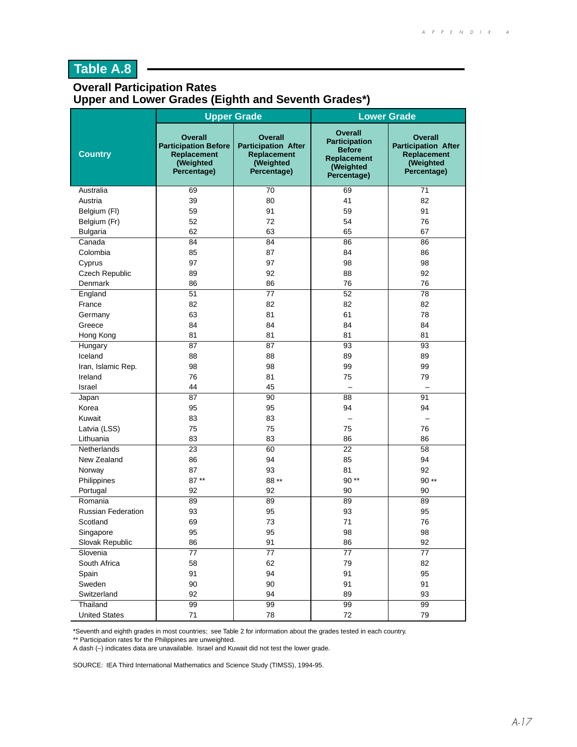## Table A.8

## Overall Participation Rates
## Upper and Lower Grades (Eighth and Seventh Grades*)

| Country | Upper Grade | | Lower Grade | |
|---|---|---|---|---|
| | Overall Participation Before Replacement (Weighted Percentage) | Overall Participation After Replacement (Weighted Percentage) | Overall Participation Before Replacement (Weighted Percentage) | Overall Participation After Replacement (Weighted Percentage) |
| Australia | 69 | 70 | 69 | 71 |
| Austria | 39 | 80 | 41 | 82 |
| Belgium (Fl) | 59 | 91 | 59 | 91 |
| Belgium (Fr) | 52 | 72 | 54 | 76 |
| Bulgaria | 62 | 63 | 65 | 67 |
| Canada | 84 | 84 | 86 | 86 |
| Colombia | 85 | 87 | 84 | 86 |
| Cyprus | 97 | 97 | 98 | 98 |
| Czech Republic | 89 | 92 | 88 | 92 |
| Denmark | 86 | 86 | 76 | 76 |
| England | 51 | 77 | 52 | 78 |
| France | 82 | 82 | 82 | 82 |
| Germany | 63 | 81 | 61 | 78 |
| Greece | 84 | 84 | 84 | 84 |
| Hong Kong | 81 | 81 | 81 | 81 |
| Hungary | 87 | 87 | 93 | 93 |
| Iceland | 88 | 88 | 89 | 89 |
| Iran, Islamic Rep. | 98 | 98 | 99 | 99 |
| Ireland | 76 | 81 | 75 | 79 |
| Israel | 44 | 45 | – | – |
| Japan | 87 | 90 | 88 | 91 |
| Korea | 95 | 95 | 94 | 94 |
| Kuwait | 83 | 83 | – | – |
| Latvia (LSS) | 75 | 75 | 75 | 76 |
| Lithuania | 83 | 83 | 86 | 86 |
| Netherlands | 23 | 60 | 22 | 58 |
| New Zealand | 86 | 94 | 85 | 94 |
| Norway | 87 | 93 | 81 | 92 |
| Philippines | 87 ** | 88 ** | 90 ** | 90 ** |
| Portugal | 92 | 92 | 90 | 90 |
| Romania | 89 | 89 | 89 | 89 |
| Russian Federation | 93 | 95 | 93 | 95 |
| Scotland | 69 | 73 | 71 | 76 |
| Singapore | 95 | 95 | 98 | 98 |
| Slovak Republic | 86 | 91 | 86 | 92 |
| Slovenia | 77 | 77 | 77 | 77 |
| South Africa | 58 | 62 | 79 | 82 |
| Spain | 91 | 94 | 91 | 95 |
| Sweden | 90 | 90 | 91 | 91 |
| Switzerland | 92 | 94 | 89 | 93 |
| Thailand | 99 | 99 | 99 | 99 |
| United States | 71 | 78 | 72 | 79 |

*Seventh and eighth grades in most countries; see Table 2 for information about the grades tested in each country.
** Participation rates for the Philippines are unweighted.
A dash (–) indicates data are unavailable. Israel and Kuwait did not test the lower grade.

SOURCE: IEA Third International Mathematics and Science Study (TIMSS), 1994-95.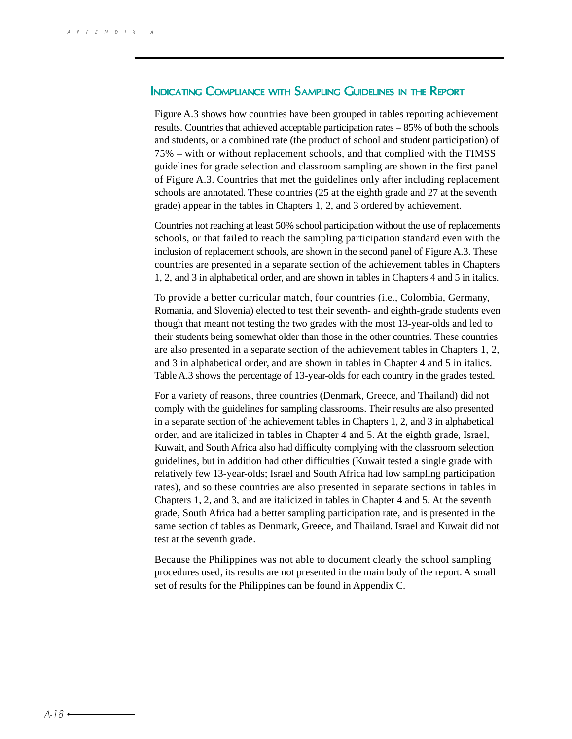## Indicating Compliance with Sampling Guidelines in the Report

Figure A.3 shows how countries have been grouped in tables reporting achievement results. Countries that achieved acceptable participation rates – 85% of both the schools and students, or a combined rate (the product of school and student participation) of 75% – with or without replacement schools, and that complied with the TIMSS guidelines for grade selection and classroom sampling are shown in the first panel of Figure A.3. Countries that met the guidelines only after including replacement schools are annotated. These countries (25 at the eighth grade and 27 at the seventh grade) appear in the tables in Chapters 1, 2, and 3 ordered by achievement.

Countries not reaching at least 50% school participation without the use of replacements schools, or that failed to reach the sampling participation standard even with the inclusion of replacement schools, are shown in the second panel of Figure A.3. These countries are presented in a separate section of the achievement tables in Chapters 1, 2, and 3 in alphabetical order, and are shown in tables in Chapters 4 and 5 in italics.

To provide a better curricular match, four countries (i.e., Colombia, Germany, Romania, and Slovenia) elected to test their seventh- and eighth-grade students even though that meant not testing the two grades with the most 13-year-olds and led to their students being somewhat older than those in the other countries. These countries are also presented in a separate section of the achievement tables in Chapters 1, 2, and 3 in alphabetical order, and are shown in tables in Chapter 4 and 5 in italics. Table A.3 shows the percentage of 13-year-olds for each country in the grades tested.

For a variety of reasons, three countries (Denmark, Greece, and Thailand) did not comply with the guidelines for sampling classrooms. Their results are also presented in a separate section of the achievement tables in Chapters 1, 2, and 3 in alphabetical order, and are italicized in tables in Chapter 4 and 5. At the eighth grade, Israel, Kuwait, and South Africa also had difficulty complying with the classroom selection guidelines, but in addition had other difficulties (Kuwait tested a single grade with relatively few 13-year-olds; Israel and South Africa had low sampling participation rates), and so these countries are also presented in separate sections in tables in Chapters 1, 2, and 3, and are italicized in tables in Chapter 4 and 5. At the seventh grade, South Africa had a better sampling participation rate, and is presented in the same section of tables as Denmark, Greece, and Thailand. Israel and Kuwait did not test at the seventh grade.

Because the Philippines was not able to document clearly the school sampling procedures used, its results are not presented in the main body of the report. A small set of results for the Philippines can be found in Appendix C.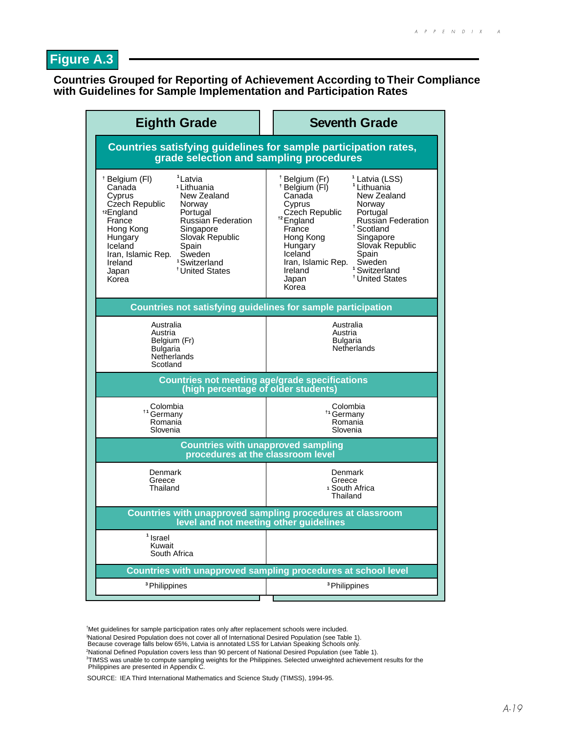## Figure A.3

**Countries Grouped for Reporting of Achievement According to Their Compliance with Guidelines for Sample Implementation and Participation Rates**

| Eighth Grade | Seventh Grade |
|---|---|
| **Countries satisfying guidelines for sample participation rates, grade selection and sampling procedures** | |
| † Belgium (Fl)<br>Canada<br>Cyprus<br>Czech Republic<br>†2 England<br>France<br>Hong Kong<br>Hungary<br>Iceland<br>Iran, Islamic Rep.<br>Ireland<br>Japan<br>Korea<br>1 Latvia<br>1 Lithuania<br>New Zealand<br>Norway<br>Portugal<br>Russian Federation<br>Singapore<br>Slovak Republic<br>Spain<br>Sweden<br>1 Switzerland<br>† United States | † Belgium (Fr)<br>† Belgium (Fl)<br>Canada<br>Cyprus<br>Czech Republic<br>†2 England<br>France<br>Hong Kong<br>Hungary<br>Iceland<br>Iran, Islamic Rep.<br>Ireland<br>Japan<br>Korea<br>1 Latvia (LSS)<br>1 Lithuania<br>New Zealand<br>Norway<br>Portugal<br>Russian Federation<br>† Scotland<br>Singapore<br>Slovak Republic<br>Spain<br>Sweden<br>1 Switzerland<br>† United States |
| **Countries not satisfying guidelines for sample participation** | |
| Australia<br>Austria<br>Belgium (Fr)<br>Bulgaria<br>Netherlands<br>Scotland | Australia<br>Austria<br>Bulgaria<br>Netherlands |
| **Countries not meeting age/grade specifications (high percentage of older students)** | |
| Colombia<br>†1 Germany<br>Romania<br>Slovenia | Colombia<br>†1 Germany<br>Romania<br>Slovenia |
| **Countries with unapproved sampling procedures at the classroom level** | |
| Denmark<br>Greece<br>Thailand | Denmark<br>Greece<br>1 South Africa<br>Thailand |
| **Countries with unapproved sampling procedures at classroom level and not meeting other guidelines** | |
| 1 Israel<br>Kuwait<br>South Africa | |
| **Countries with unapproved sampling procedures at school level** | |
| 3 Philippines | 3 Philippines |

†Met guidelines for sample participation rates only after replacement schools were included.
1National Desired Population does not cover all of International Desired Population (see Table 1). Because coverage falls below 65%, Latvia is annotated LSS for Latvian Speaking Schools only.
2National Defined Population covers less than 90 percent of National Desired Population (see Table 1).
3TIMSS was unable to compute sampling weights for the Philippines. Selected unweighted achievement results for the Philippines are presented in Appendix C.

SOURCE: IEA Third International Mathematics and Science Study (TIMSS), 1994-95.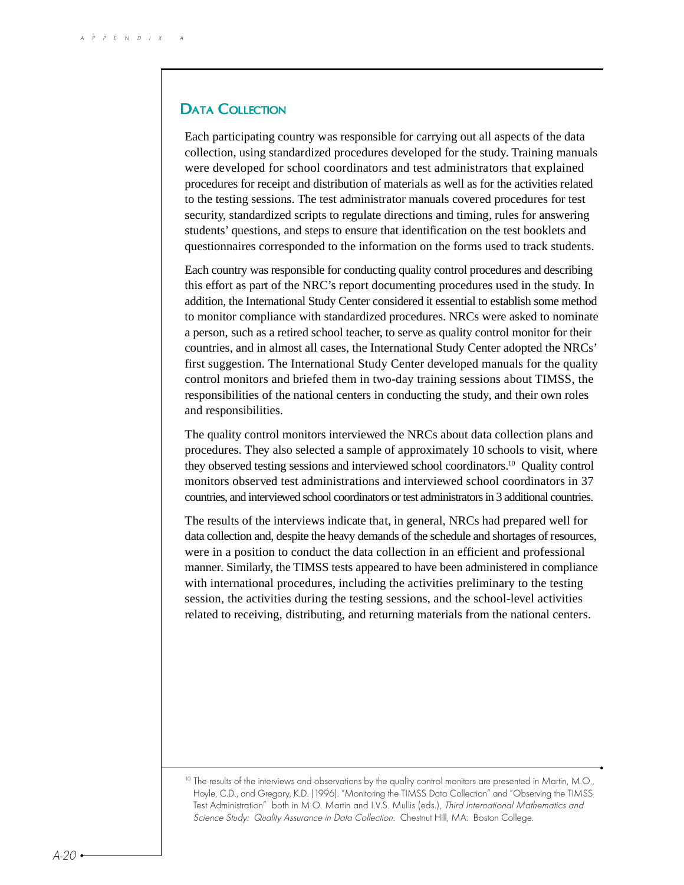## Data Collection

Each participating country was responsible for carrying out all aspects of the data collection, using standardized procedures developed for the study. Training manuals were developed for school coordinators and test administrators that explained procedures for receipt and distribution of materials as well as for the activities related to the testing sessions. The test administrator manuals covered procedures for test security, standardized scripts to regulate directions and timing, rules for answering students' questions, and steps to ensure that identification on the test booklets and questionnaires corresponded to the information on the forms used to track students.

Each country was responsible for conducting quality control procedures and describing this effort as part of the NRC's report documenting procedures used in the study. In addition, the International Study Center considered it essential to establish some method to monitor compliance with standardized procedures. NRCs were asked to nominate a person, such as a retired school teacher, to serve as quality control monitor for their countries, and in almost all cases, the International Study Center adopted the NRCs' first suggestion. The International Study Center developed manuals for the quality control monitors and briefed them in two-day training sessions about TIMSS, the responsibilities of the national centers in conducting the study, and their own roles and responsibilities.

The quality control monitors interviewed the NRCs about data collection plans and procedures. They also selected a sample of approximately 10 schools to visit, where they observed testing sessions and interviewed school coordinators.[10] Quality control monitors observed test administrations and interviewed school coordinators in 37 countries, and interviewed school coordinators or test administrators in 3 additional countries.

The results of the interviews indicate that, in general, NRCs had prepared well for data collection and, despite the heavy demands of the schedule and shortages of resources, were in a position to conduct the data collection in an efficient and professional manner. Similarly, the TIMSS tests appeared to have been administered in compliance with international procedures, including the activities preliminary to the testing session, the activities during the testing sessions, and the school-level activities related to receiving, distributing, and returning materials from the national centers.

[10] The results of the interviews and observations by the quality control monitors are presented in Martin, M.O., Hoyle, C.D., and Gregory, K.D. (1996). "Monitoring the TIMSS Data Collection" and "Observing the TIMSS Test Administration" both in M.O. Martin and I.V.S. Mullis (eds.), *Third International Mathematics and Science Study: Quality Assurance in Data Collection.* Chestnut Hill, MA: Boston College.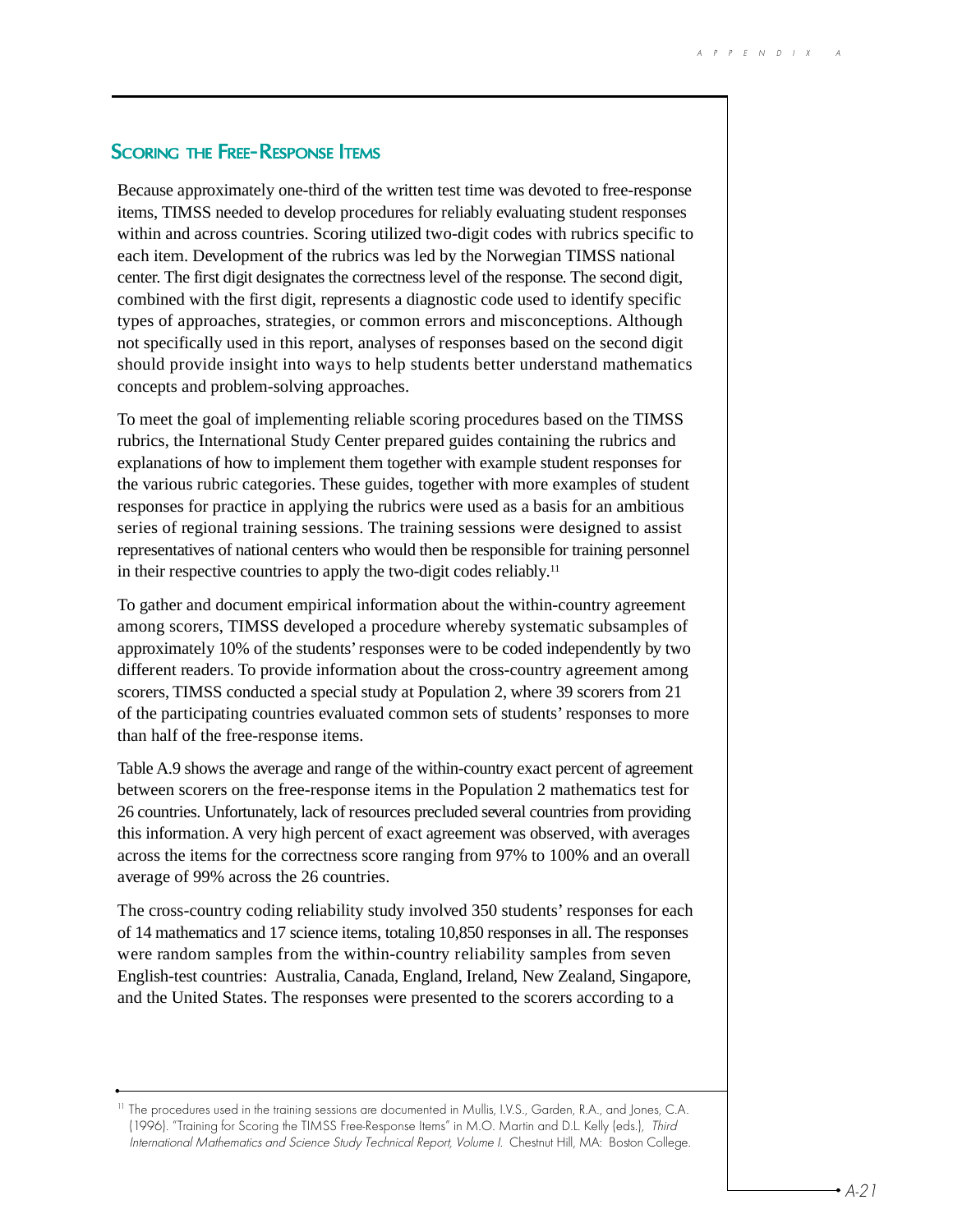## Scoring the Free-Response Items

Because approximately one-third of the written test time was devoted to free-response items, TIMSS needed to develop procedures for reliably evaluating student responses within and across countries. Scoring utilized two-digit codes with rubrics specific to each item. Development of the rubrics was led by the Norwegian TIMSS national center. The first digit designates the correctness level of the response. The second digit, combined with the first digit, represents a diagnostic code used to identify specific types of approaches, strategies, or common errors and misconceptions. Although not specifically used in this report, analyses of responses based on the second digit should provide insight into ways to help students better understand mathematics concepts and problem-solving approaches.

To meet the goal of implementing reliable scoring procedures based on the TIMSS rubrics, the International Study Center prepared guides containing the rubrics and explanations of how to implement them together with example student responses for the various rubric categories. These guides, together with more examples of student responses for practice in applying the rubrics were used as a basis for an ambitious series of regional training sessions. The training sessions were designed to assist representatives of national centers who would then be responsible for training personnel in their respective countries to apply the two-digit codes reliably.[11]

To gather and document empirical information about the within-country agreement among scorers, TIMSS developed a procedure whereby systematic subsamples of approximately 10% of the students' responses were to be coded independently by two different readers. To provide information about the cross-country agreement among scorers, TIMSS conducted a special study at Population 2, where 39 scorers from 21 of the participating countries evaluated common sets of students' responses to more than half of the free-response items.

Table A.9 shows the average and range of the within-country exact percent of agreement between scorers on the free-response items in the Population 2 mathematics test for 26 countries. Unfortunately, lack of resources precluded several countries from providing this information. A very high percent of exact agreement was observed, with averages across the items for the correctness score ranging from 97% to 100% and an overall average of 99% across the 26 countries.

The cross-country coding reliability study involved 350 students' responses for each of 14 mathematics and 17 science items, totaling 10,850 responses in all. The responses were random samples from the within-country reliability samples from seven English-test countries: Australia, Canada, England, Ireland, New Zealand, Singapore, and the United States. The responses were presented to the scorers according to a

[11] The procedures used in the training sessions are documented in Mullis, I.V.S., Garden, R.A., and Jones, C.A. (1996). "Training for Scoring the TIMSS Free-Response Items" in M.O. Martin and D.L. Kelly (eds.), *Third International Mathematics and Science Study Technical Report, Volume I.* Chestnut Hill, MA: Boston College.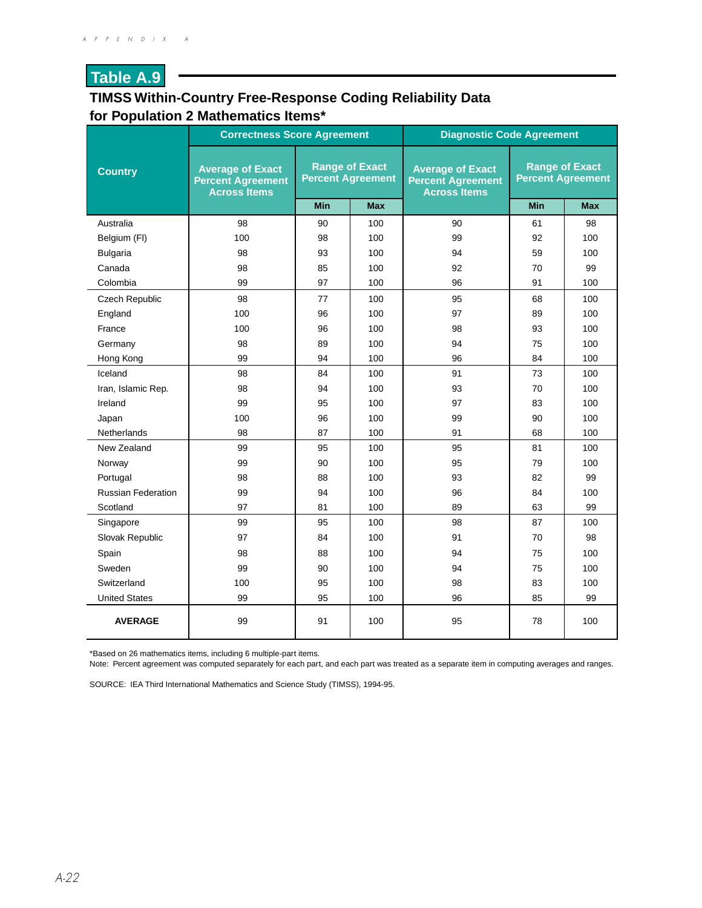## Table A.9

### TIMSS Within-Country Free-Response Coding Reliability Data for Population 2 Mathematics Items*

| Country | Correctness Score Agreement | | | Diagnostic Code Agreement | | |
|---|---|---|---|---|---|---|
| | Average of Exact Percent Agreement Across Items | Range of Exact Percent Agreement | | Average of Exact Percent Agreement Across Items | Range of Exact Percent Agreement | |
| | | Min | Max | | Min | Max |
| Australia | 98 | 90 | 100 | 90 | 61 | 98 |
| Belgium (Fl) | 100 | 98 | 100 | 99 | 92 | 100 |
| Bulgaria | 98 | 93 | 100 | 94 | 59 | 100 |
| Canada | 98 | 85 | 100 | 92 | 70 | 99 |
| Colombia | 99 | 97 | 100 | 96 | 91 | 100 |
| Czech Republic | 98 | 77 | 100 | 95 | 68 | 100 |
| England | 100 | 96 | 100 | 97 | 89 | 100 |
| France | 100 | 96 | 100 | 98 | 93 | 100 |
| Germany | 98 | 89 | 100 | 94 | 75 | 100 |
| Hong Kong | 99 | 94 | 100 | 96 | 84 | 100 |
| Iceland | 98 | 84 | 100 | 91 | 73 | 100 |
| Iran, Islamic Rep. | 98 | 94 | 100 | 93 | 70 | 100 |
| Ireland | 99 | 95 | 100 | 97 | 83 | 100 |
| Japan | 100 | 96 | 100 | 99 | 90 | 100 |
| Netherlands | 98 | 87 | 100 | 91 | 68 | 100 |
| New Zealand | 99 | 95 | 100 | 95 | 81 | 100 |
| Norway | 99 | 90 | 100 | 95 | 79 | 100 |
| Portugal | 98 | 88 | 100 | 93 | 82 | 99 |
| Russian Federation | 99 | 94 | 100 | 96 | 84 | 100 |
| Scotland | 97 | 81 | 100 | 89 | 63 | 99 |
| Singapore | 99 | 95 | 100 | 98 | 87 | 100 |
| Slovak Republic | 97 | 84 | 100 | 91 | 70 | 98 |
| Spain | 98 | 88 | 100 | 94 | 75 | 100 |
| Sweden | 99 | 90 | 100 | 94 | 75 | 100 |
| Switzerland | 100 | 95 | 100 | 98 | 83 | 100 |
| United States | 99 | 95 | 100 | 96 | 85 | 99 |
| **AVERAGE** | 99 | 91 | 100 | 95 | 78 | 100 |

*Based on 26 mathematics items, including 6 multiple-part items.
Note: Percent agreement was computed separately for each part, and each part was treated as a separate item in computing averages and ranges.

SOURCE: IEA Third International Mathematics and Science Study (TIMSS), 1994-95.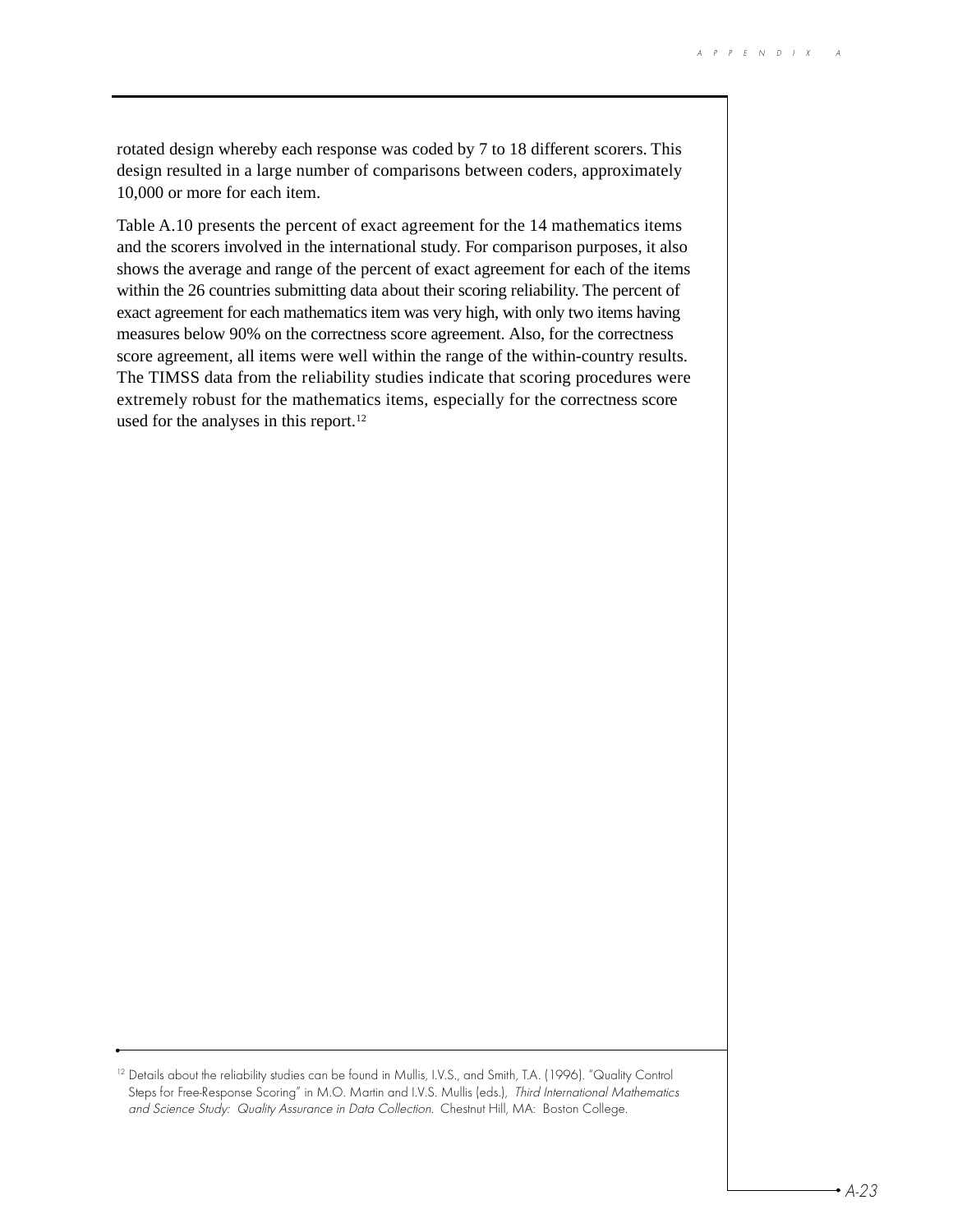rotated design whereby each response was coded by 7 to 18 different scorers. This design resulted in a large number of comparisons between coders, approximately 10,000 or more for each item.

Table A.10 presents the percent of exact agreement for the 14 mathematics items and the scorers involved in the international study. For comparison purposes, it also shows the average and range of the percent of exact agreement for each of the items within the 26 countries submitting data about their scoring reliability. The percent of exact agreement for each mathematics item was very high, with only two items having measures below 90% on the correctness score agreement. Also, for the correctness score agreement, all items were well within the range of the within-country results. The TIMSS data from the reliability studies indicate that scoring procedures were extremely robust for the mathematics items, especially for the correctness score used for the analyses in this report.[12]

---

[12] Details about the reliability studies can be found in Mullis, I.V.S., and Smith, T.A. (1996). "Quality Control Steps for Free-Response Scoring" in M.O. Martin and I.V.S. Mullis (eds.), *Third International Mathematics and Science Study: Quality Assurance in Data Collection.* Chestnut Hill, MA: Boston College.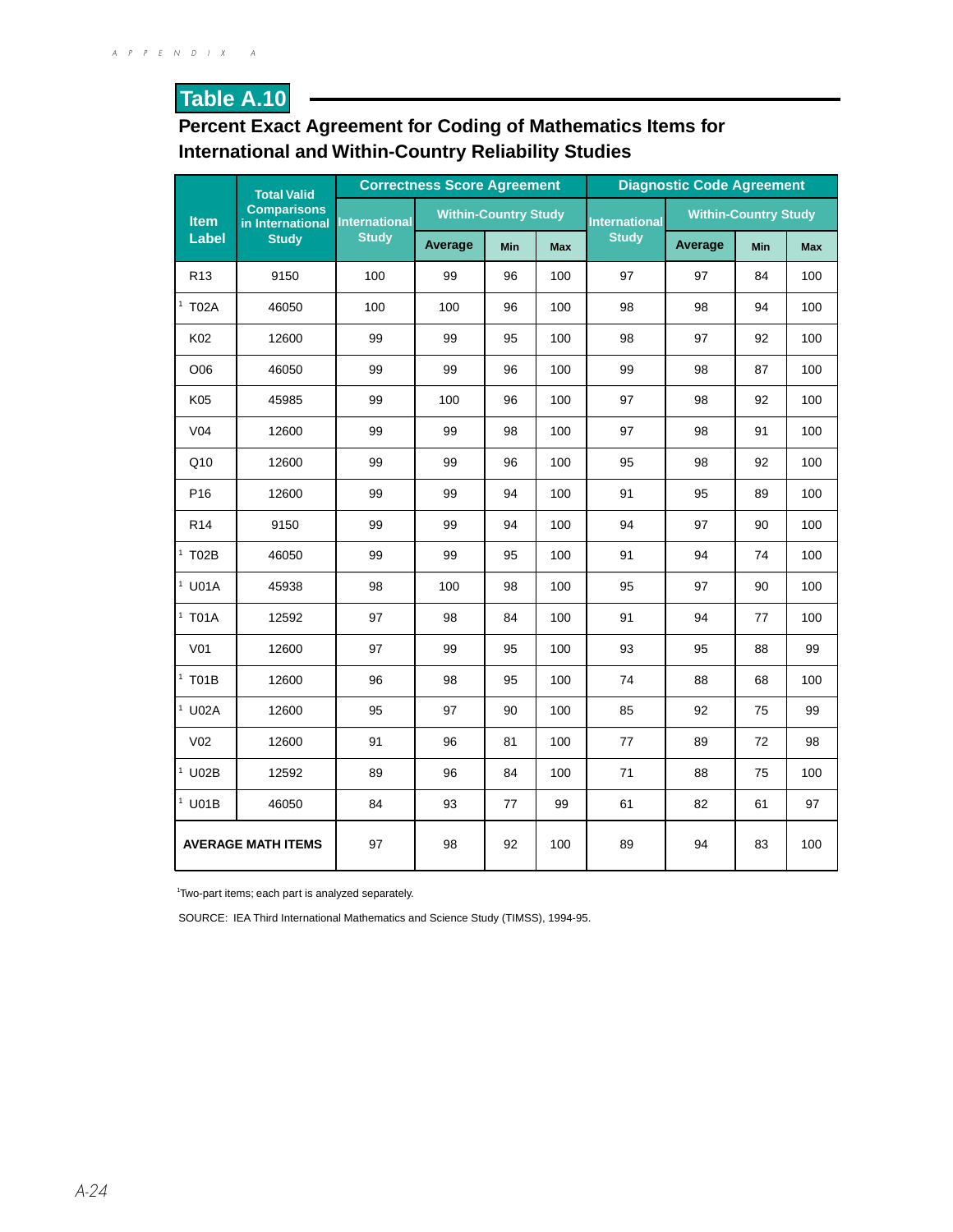## Table A.10

**Percent Exact Agreement for Coding of Mathematics Items for International and Within-Country Reliability Studies**

| Item Label | Total Valid Comparisons in International Study | Correctness Score Agreement | | | | Diagnostic Code Agreement | | | |
|---|---|---|---|---|---|---|---|---|---|
| | | International Study | Within-Country Study | | | International Study | Within-Country Study | | |
| | | | Average | Min | Max | | Average | Min | Max |
| R13 | 9150 | 100 | 99 | 96 | 100 | 97 | 97 | 84 | 100 |
| [1] T02A | 46050 | 100 | 100 | 96 | 100 | 98 | 98 | 94 | 100 |
| K02 | 12600 | 99 | 99 | 95 | 100 | 98 | 97 | 92 | 100 |
| O06 | 46050 | 99 | 99 | 96 | 100 | 99 | 98 | 87 | 100 |
| K05 | 45985 | 99 | 100 | 96 | 100 | 97 | 98 | 92 | 100 |
| V04 | 12600 | 99 | 99 | 98 | 100 | 97 | 98 | 91 | 100 |
| Q10 | 12600 | 99 | 99 | 96 | 100 | 95 | 98 | 92 | 100 |
| P16 | 12600 | 99 | 99 | 94 | 100 | 91 | 95 | 89 | 100 |
| R14 | 9150 | 99 | 99 | 94 | 100 | 94 | 97 | 90 | 100 |
| [1] T02B | 46050 | 99 | 99 | 95 | 100 | 91 | 94 | 74 | 100 |
| [1] U01A | 45938 | 98 | 100 | 98 | 100 | 95 | 97 | 90 | 100 |
| [1] T01A | 12592 | 97 | 98 | 84 | 100 | 91 | 94 | 77 | 100 |
| V01 | 12600 | 97 | 99 | 95 | 100 | 93 | 95 | 88 | 99 |
| [1] T01B | 12600 | 96 | 98 | 95 | 100 | 74 | 88 | 68 | 100 |
| [1] U02A | 12600 | 95 | 97 | 90 | 100 | 85 | 92 | 75 | 99 |
| V02 | 12600 | 91 | 96 | 81 | 100 | 77 | 89 | 72 | 98 |
| [1] U02B | 12592 | 89 | 96 | 84 | 100 | 71 | 88 | 75 | 100 |
| [1] U01B | 46050 | 84 | 93 | 77 | 99 | 61 | 82 | 61 | 97 |
| **AVERAGE MATH ITEMS** | | 97 | 98 | 92 | 100 | 89 | 94 | 83 | 100 |

[1]Two-part items; each part is analyzed separately.

SOURCE: IEA Third International Mathematics and Science Study (TIMSS), 1994-95.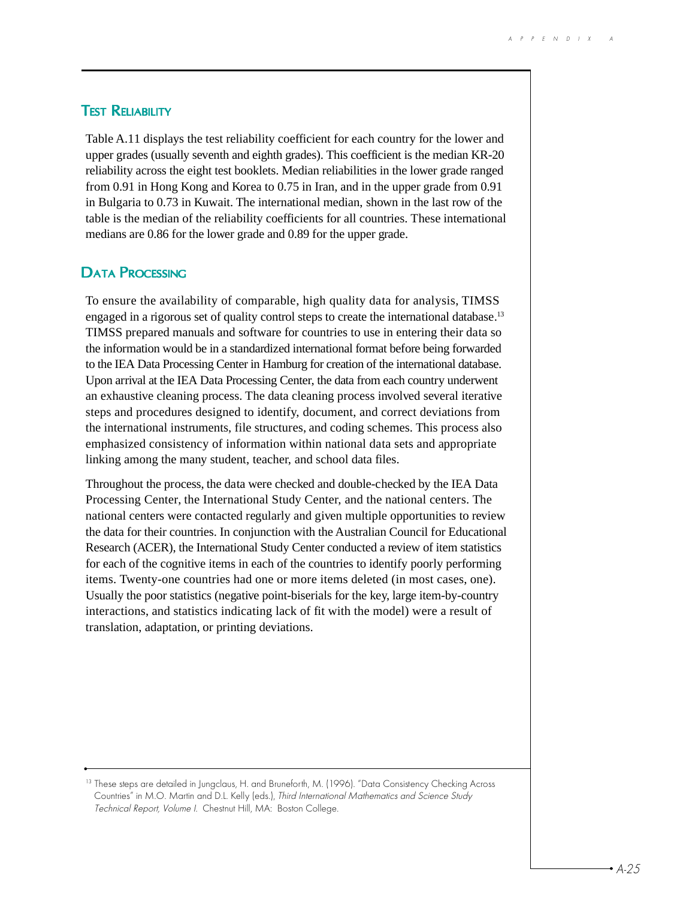## Test Reliability

Table A.11 displays the test reliability coefficient for each country for the lower and upper grades (usually seventh and eighth grades). This coefficient is the median KR-20 reliability across the eight test booklets. Median reliabilities in the lower grade ranged from 0.91 in Hong Kong and Korea to 0.75 in Iran, and in the upper grade from 0.91 in Bulgaria to 0.73 in Kuwait. The international median, shown in the last row of the table is the median of the reliability coefficients for all countries. These international medians are 0.86 for the lower grade and 0.89 for the upper grade.

## Data Processing

To ensure the availability of comparable, high quality data for analysis, TIMSS engaged in a rigorous set of quality control steps to create the international database.[13] TIMSS prepared manuals and software for countries to use in entering their data so the information would be in a standardized international format before being forwarded to the IEA Data Processing Center in Hamburg for creation of the international database. Upon arrival at the IEA Data Processing Center, the data from each country underwent an exhaustive cleaning process. The data cleaning process involved several iterative steps and procedures designed to identify, document, and correct deviations from the international instruments, file structures, and coding schemes. This process also emphasized consistency of information within national data sets and appropriate linking among the many student, teacher, and school data files.

Throughout the process, the data were checked and double-checked by the IEA Data Processing Center, the International Study Center, and the national centers. The national centers were contacted regularly and given multiple opportunities to review the data for their countries. In conjunction with the Australian Council for Educational Research (ACER), the International Study Center conducted a review of item statistics for each of the cognitive items in each of the countries to identify poorly performing items. Twenty-one countries had one or more items deleted (in most cases, one). Usually the poor statistics (negative point-biserials for the key, large item-by-country interactions, and statistics indicating lack of fit with the model) were a result of translation, adaptation, or printing deviations.

---

[13] These steps are detailed in Jungclaus, H. and Bruneforth, M. (1996). "Data Consistency Checking Across Countries" in M.O. Martin and D.L. Kelly (eds.), *Third International Mathematics and Science Study Technical Report, Volume I.* Chestnut Hill, MA: Boston College.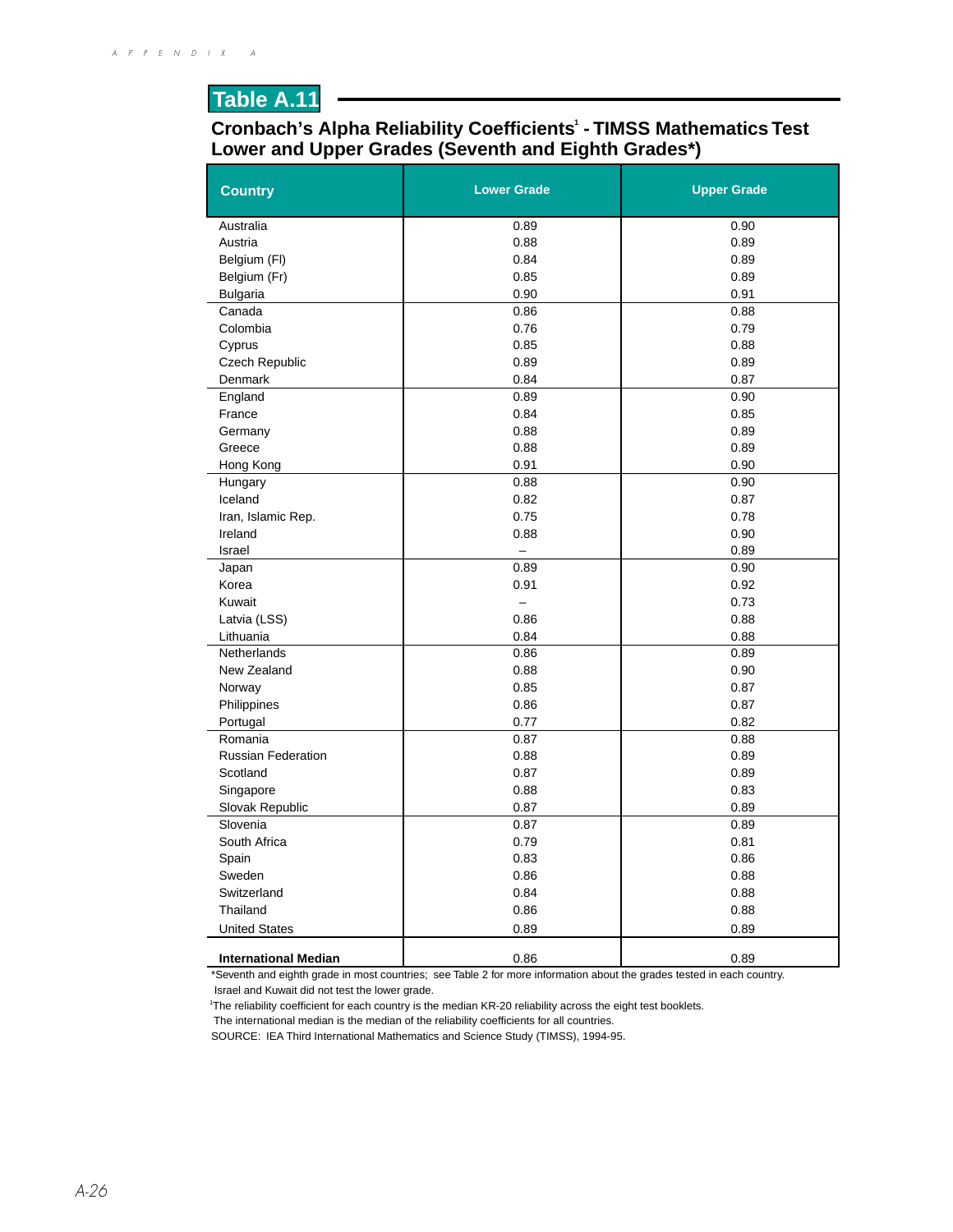## Table A.11

### Cronbach's Alpha Reliability Coefficients[1] - TIMSS Mathematics Test Lower and Upper Grades (Seventh and Eighth Grades*)

| Country | Lower Grade | Upper Grade |
|---|---|---|
| Australia | 0.89 | 0.90 |
| Austria | 0.88 | 0.89 |
| Belgium (Fl) | 0.84 | 0.89 |
| Belgium (Fr) | 0.85 | 0.89 |
| Bulgaria | 0.90 | 0.91 |
| Canada | 0.86 | 0.88 |
| Colombia | 0.76 | 0.79 |
| Cyprus | 0.85 | 0.88 |
| Czech Republic | 0.89 | 0.89 |
| Denmark | 0.84 | 0.87 |
| England | 0.89 | 0.90 |
| France | 0.84 | 0.85 |
| Germany | 0.88 | 0.89 |
| Greece | 0.88 | 0.89 |
| Hong Kong | 0.91 | 0.90 |
| Hungary | 0.88 | 0.90 |
| Iceland | 0.82 | 0.87 |
| Iran, Islamic Rep. | 0.75 | 0.78 |
| Ireland | 0.88 | 0.90 |
| Israel | – | 0.89 |
| Japan | 0.89 | 0.90 |
| Korea | 0.91 | 0.92 |
| Kuwait | – | 0.73 |
| Latvia (LSS) | 0.86 | 0.88 |
| Lithuania | 0.84 | 0.88 |
| Netherlands | 0.86 | 0.89 |
| New Zealand | 0.88 | 0.90 |
| Norway | 0.85 | 0.87 |
| Philippines | 0.86 | 0.87 |
| Portugal | 0.77 | 0.82 |
| Romania | 0.87 | 0.88 |
| Russian Federation | 0.88 | 0.89 |
| Scotland | 0.87 | 0.89 |
| Singapore | 0.88 | 0.83 |
| Slovak Republic | 0.87 | 0.89 |
| Slovenia | 0.87 | 0.89 |
| South Africa | 0.79 | 0.81 |
| Spain | 0.83 | 0.86 |
| Sweden | 0.86 | 0.88 |
| Switzerland | 0.84 | 0.88 |
| Thailand | 0.86 | 0.88 |
| United States | 0.89 | 0.89 |
| **International Median** | 0.86 | 0.89 |

*Seventh and eighth grade in most countries; see Table 2 for more information about the grades tested in each country. Israel and Kuwait did not test the lower grade.

[1]The reliability coefficient for each country is the median KR-20 reliability across the eight test booklets. The international median is the median of the reliability coefficients for all countries.

SOURCE: IEA Third International Mathematics and Science Study (TIMSS), 1994-95.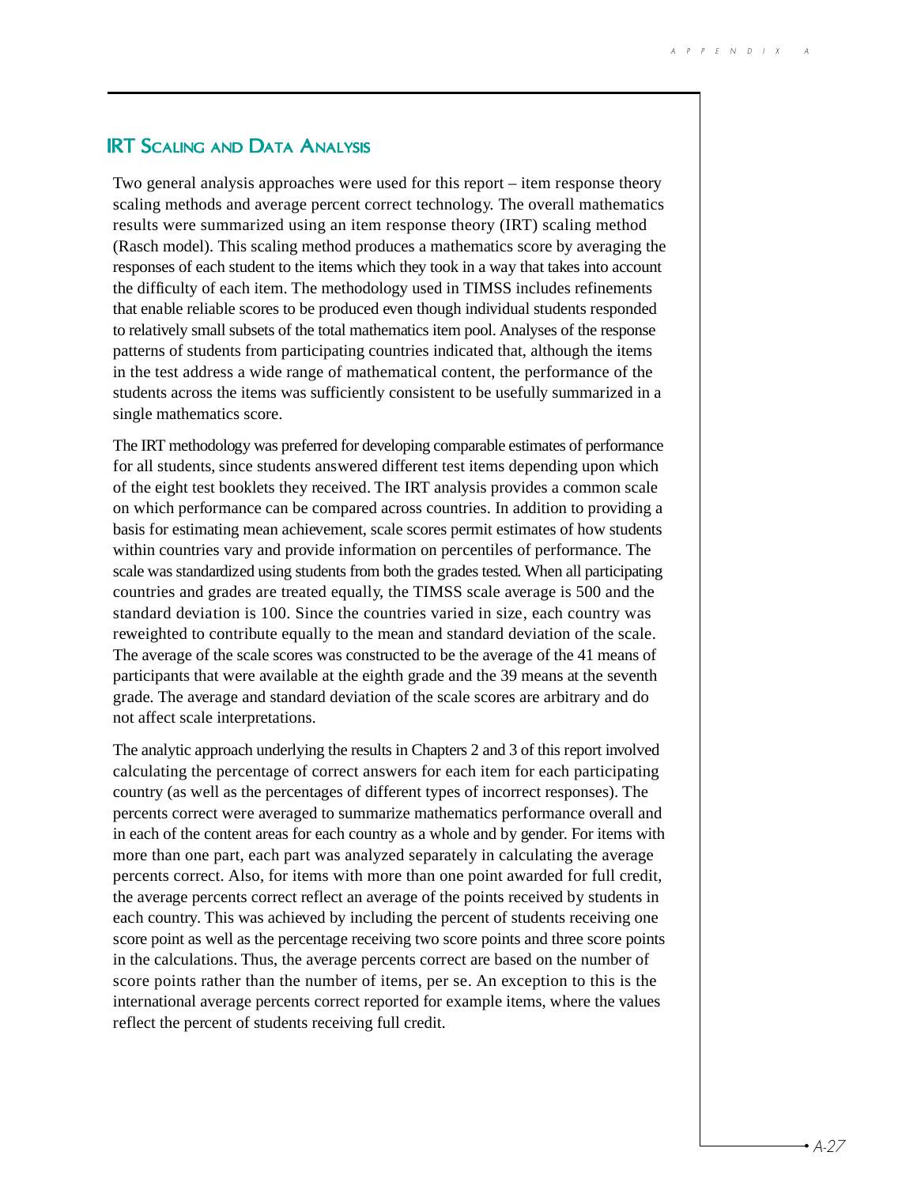## IRT Scaling and Data Analysis

Two general analysis approaches were used for this report – item response theory scaling methods and average percent correct technology. The overall mathematics results were summarized using an item response theory (IRT) scaling method (Rasch model). This scaling method produces a mathematics score by averaging the responses of each student to the items which they took in a way that takes into account the difficulty of each item. The methodology used in TIMSS includes refinements that enable reliable scores to be produced even though individual students responded to relatively small subsets of the total mathematics item pool. Analyses of the response patterns of students from participating countries indicated that, although the items in the test address a wide range of mathematical content, the performance of the students across the items was sufficiently consistent to be usefully summarized in a single mathematics score.

The IRT methodology was preferred for developing comparable estimates of performance for all students, since students answered different test items depending upon which of the eight test booklets they received. The IRT analysis provides a common scale on which performance can be compared across countries. In addition to providing a basis for estimating mean achievement, scale scores permit estimates of how students within countries vary and provide information on percentiles of performance. The scale was standardized using students from both the grades tested. When all participating countries and grades are treated equally, the TIMSS scale average is 500 and the standard deviation is 100. Since the countries varied in size, each country was reweighted to contribute equally to the mean and standard deviation of the scale. The average of the scale scores was constructed to be the average of the 41 means of participants that were available at the eighth grade and the 39 means at the seventh grade. The average and standard deviation of the scale scores are arbitrary and do not affect scale interpretations.

The analytic approach underlying the results in Chapters 2 and 3 of this report involved calculating the percentage of correct answers for each item for each participating country (as well as the percentages of different types of incorrect responses). The percents correct were averaged to summarize mathematics performance overall and in each of the content areas for each country as a whole and by gender. For items with more than one part, each part was analyzed separately in calculating the average percents correct. Also, for items with more than one point awarded for full credit, the average percents correct reflect an average of the points received by students in each country. This was achieved by including the percent of students receiving one score point as well as the percentage receiving two score points and three score points in the calculations. Thus, the average percents correct are based on the number of score points rather than the number of items, per se. An exception to this is the international average percents correct reported for example items, where the values reflect the percent of students receiving full credit.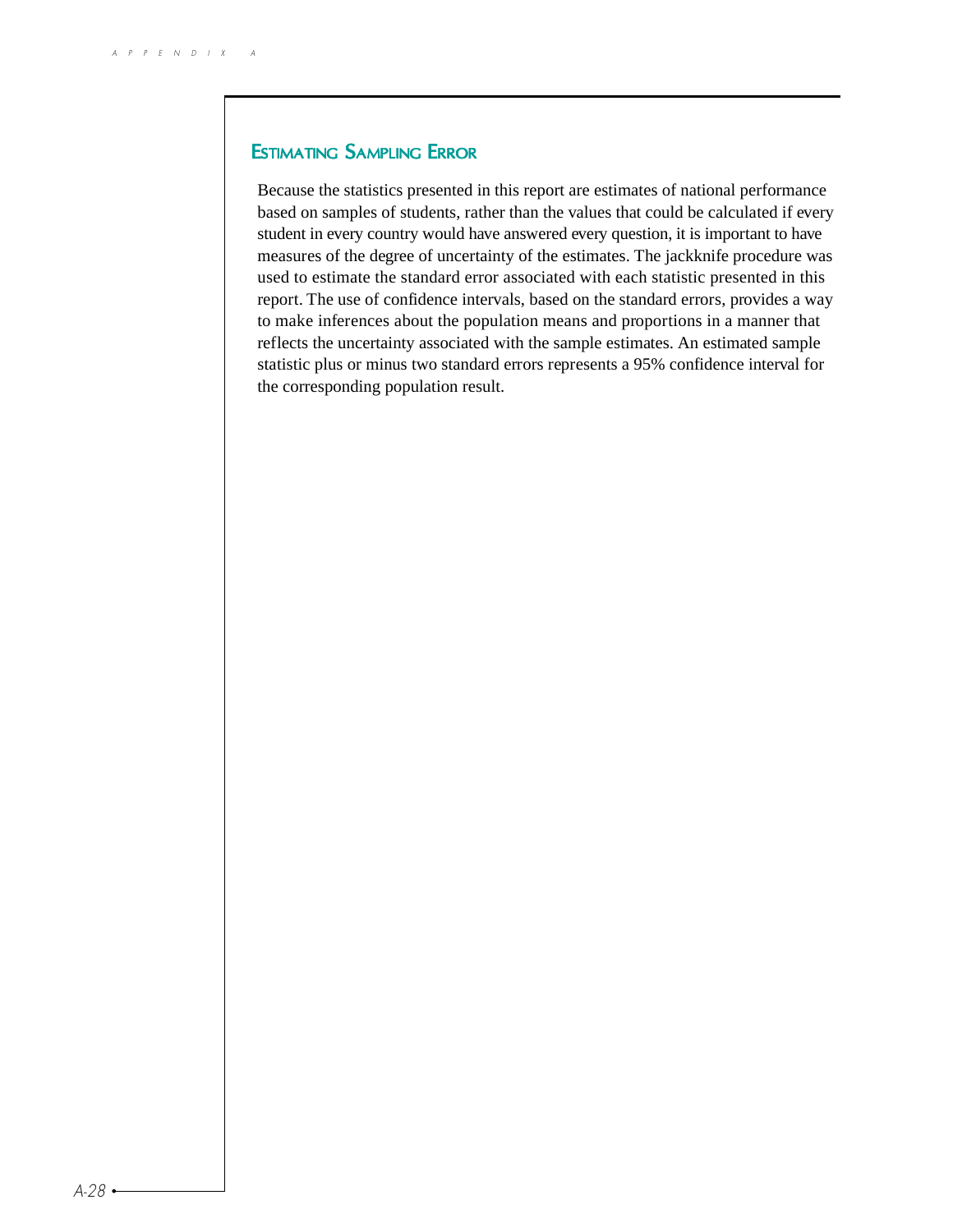## Estimating Sampling Error

Because the statistics presented in this report are estimates of national performance based on samples of students, rather than the values that could be calculated if every student in every country would have answered every question, it is important to have measures of the degree of uncertainty of the estimates. The jackknife procedure was used to estimate the standard error associated with each statistic presented in this report. The use of confidence intervals, based on the standard errors, provides a way to make inferences about the population means and proportions in a manner that reflects the uncertainty associated with the sample estimates. An estimated sample statistic plus or minus two standard errors represents a 95% confidence interval for the corresponding population result.